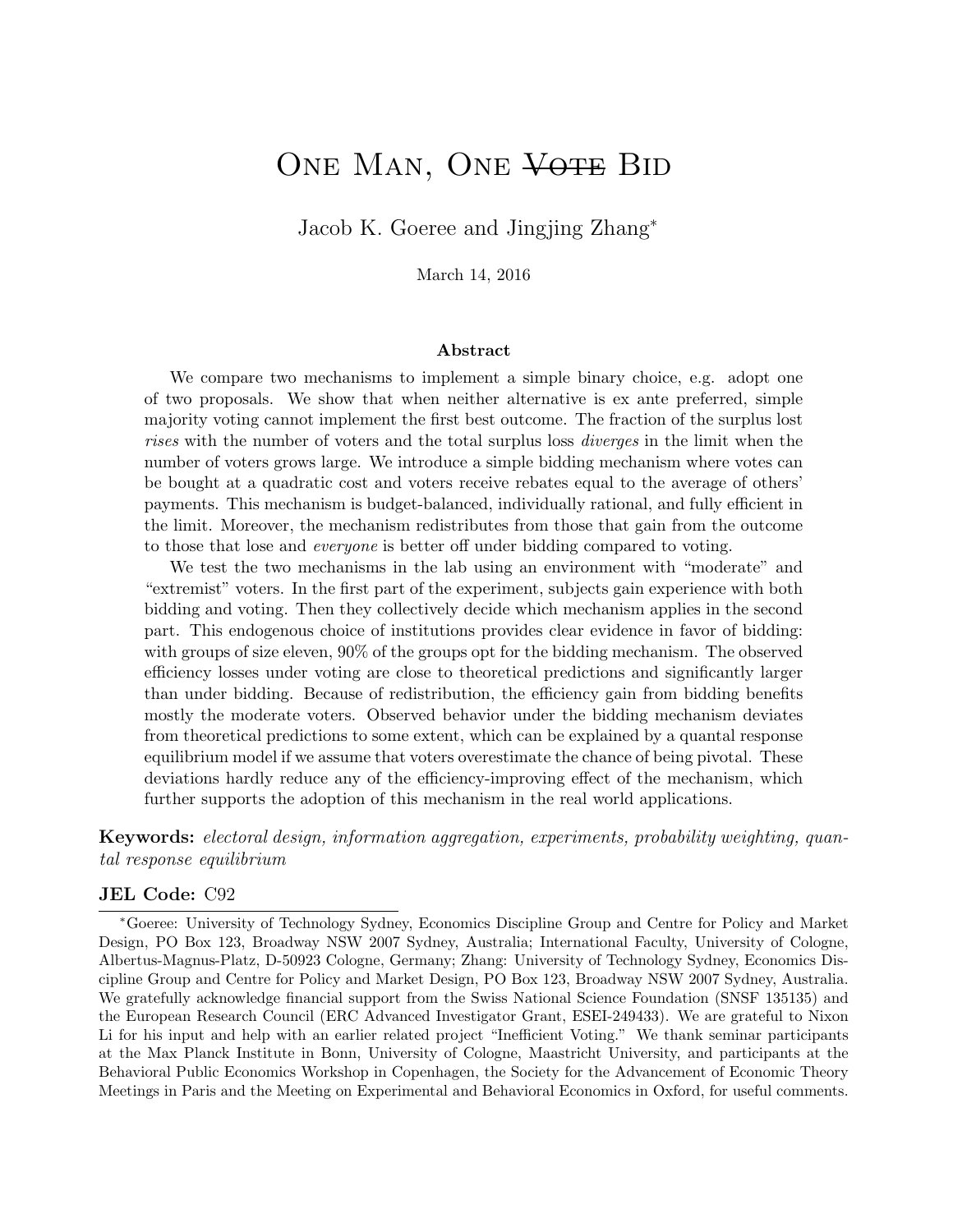# One Man, One ~~Vote~~ Bid

Jacob K. Goeree and Jingjing Zhang*

March 14, 2016

### Abstract

We compare two mechanisms to implement a simple binary choice, e.g. adopt one of two proposals. We show that when neither alternative is ex ante preferred, simple majority voting cannot implement the first best outcome. The fraction of the surplus lost *rises* with the number of voters and the total surplus loss *diverges* in the limit when the number of voters grows large. We introduce a simple bidding mechanism where votes can be bought at a quadratic cost and voters receive rebates equal to the average of others' payments. This mechanism is budget-balanced, individually rational, and fully efficient in the limit. Moreover, the mechanism redistributes from those that gain from the outcome to those that lose and *everyone* is better off under bidding compared to voting.

We test the two mechanisms in the lab using an environment with "moderate" and "extremist" voters. In the first part of the experiment, subjects gain experience with both bidding and voting. Then they collectively decide which mechanism applies in the second part. This endogenous choice of institutions provides clear evidence in favor of bidding: with groups of size eleven, 90% of the groups opt for the bidding mechanism. The observed efficiency losses under voting are close to theoretical predictions and significantly larger than under bidding. Because of redistribution, the efficiency gain from bidding benefits mostly the moderate voters. Observed behavior under the bidding mechanism deviates from theoretical predictions to some extent, which can be explained by a quantal response equilibrium model if we assume that voters overestimate the chance of being pivotal. These deviations hardly reduce any of the efficiency-improving effect of the mechanism, which further supports the adoption of this mechanism in the real world applications.

**Keywords:** *electoral design, information aggregation, experiments, probability weighting, quantal response equilibrium*

**JEL Code:** C92

*Goeree: University of Technology Sydney, Economics Discipline Group and Centre for Policy and Market Design, PO Box 123, Broadway NSW 2007 Sydney, Australia; International Faculty, University of Cologne, Albertus-Magnus-Platz, D-50923 Cologne, Germany; Zhang: University of Technology Sydney, Economics Discipline Group and Centre for Policy and Market Design, PO Box 123, Broadway NSW 2007 Sydney, Australia. We gratefully acknowledge financial support from the Swiss National Science Foundation (SNSF 135135) and the European Research Council (ERC Advanced Investigator Grant, ESEI-249433). We are grateful to Nixon Li for his input and help with an earlier related project "Inefficient Voting." We thank seminar participants at the Max Planck Institute in Bonn, University of Cologne, Maastricht University, and participants at the Behavioral Public Economics Workshop in Copenhagen, the Society for the Advancement of Economic Theory Meetings in Paris and the Meeting on Experimental and Behavioral Economics in Oxford, for useful comments.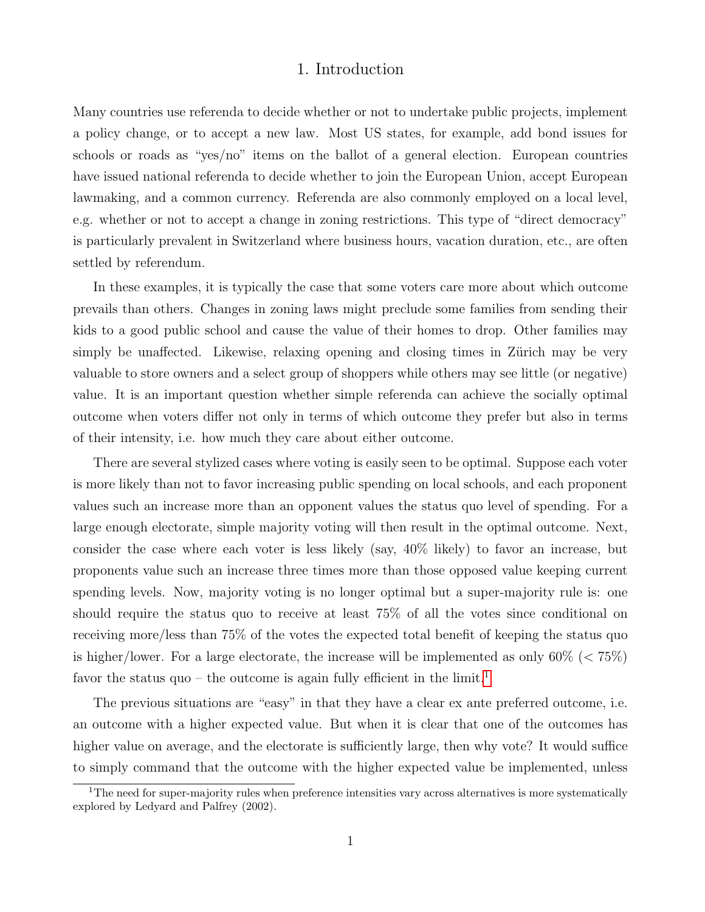# 1. Introduction

Many countries use referenda to decide whether or not to undertake public projects, implement a policy change, or to accept a new law. Most US states, for example, add bond issues for schools or roads as "yes/no" items on the ballot of a general election. European countries have issued national referenda to decide whether to join the European Union, accept European lawmaking, and a common currency. Referenda are also commonly employed on a local level, e.g. whether or not to accept a change in zoning restrictions. This type of "direct democracy" is particularly prevalent in Switzerland where business hours, vacation duration, etc., are often settled by referendum.

In these examples, it is typically the case that some voters care more about which outcome prevails than others. Changes in zoning laws might preclude some families from sending their kids to a good public school and cause the value of their homes to drop. Other families may simply be unaffected. Likewise, relaxing opening and closing times in Zürich may be very valuable to store owners and a select group of shoppers while others may see little (or negative) value. It is an important question whether simple referenda can achieve the socially optimal outcome when voters differ not only in terms of which outcome they prefer but also in terms of their intensity, i.e. how much they care about either outcome.

There are several stylized cases where voting is easily seen to be optimal. Suppose each voter is more likely than not to favor increasing public spending on local schools, and each proponent values such an increase more than an opponent values the status quo level of spending. For a large enough electorate, simple majority voting will then result in the optimal outcome. Next, consider the case where each voter is less likely (say, 40% likely) to favor an increase, but proponents value such an increase three times more than those opposed value keeping current spending levels. Now, majority voting is no longer optimal but a super-majority rule is: one should require the status quo to receive at least 75% of all the votes since conditional on receiving more/less than 75% of the votes the expected total benefit of keeping the status quo is higher/lower. For a large electorate, the increase will be implemented as only 60% (< 75%) favor the status quo – the outcome is again fully efficient in the limit.[1]

The previous situations are "easy" in that they have a clear ex ante preferred outcome, i.e. an outcome with a higher expected value. But when it is clear that one of the outcomes has higher value on average, and the electorate is sufficiently large, then why vote? It would suffice to simply command that the outcome with the higher expected value be implemented, unless

[1] The need for super-majority rules when preference intensities vary across alternatives is more systematically explored by Ledyard and Palfrey (2002).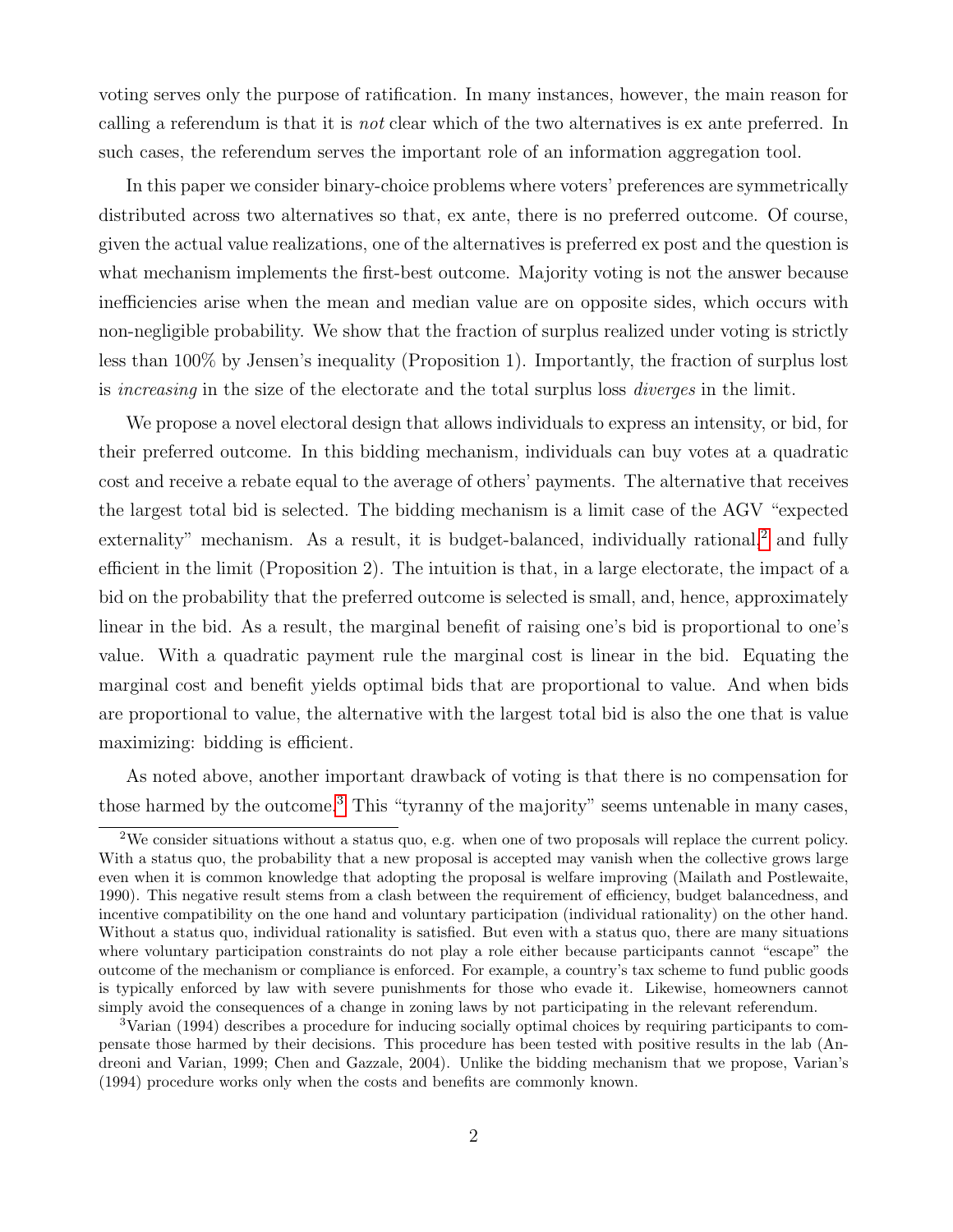voting serves only the purpose of ratification. In many instances, however, the main reason for calling a referendum is that it is *not* clear which of the two alternatives is ex ante preferred. In such cases, the referendum serves the important role of an information aggregation tool.

In this paper we consider binary-choice problems where voters' preferences are symmetrically distributed across two alternatives so that, ex ante, there is no preferred outcome. Of course, given the actual value realizations, one of the alternatives is preferred ex post and the question is what mechanism implements the first-best outcome. Majority voting is not the answer because inefficiencies arise when the mean and median value are on opposite sides, which occurs with non-negligible probability. We show that the fraction of surplus realized under voting is strictly less than 100% by Jensen's inequality (Proposition 1). Importantly, the fraction of surplus lost is *increasing* in the size of the electorate and the total surplus loss *diverges* in the limit.

We propose a novel electoral design that allows individuals to express an intensity, or bid, for their preferred outcome. In this bidding mechanism, individuals can buy votes at a quadratic cost and receive a rebate equal to the average of others' payments. The alternative that receives the largest total bid is selected. The bidding mechanism is a limit case of the AGV "expected externality" mechanism. As a result, it is budget-balanced, individually rational,[2] and fully efficient in the limit (Proposition 2). The intuition is that, in a large electorate, the impact of a bid on the probability that the preferred outcome is selected is small, and, hence, approximately linear in the bid. As a result, the marginal benefit of raising one's bid is proportional to one's value. With a quadratic payment rule the marginal cost is linear in the bid. Equating the marginal cost and benefit yields optimal bids that are proportional to value. And when bids are proportional to value, the alternative with the largest total bid is also the one that is value maximizing: bidding is efficient.

As noted above, another important drawback of voting is that there is no compensation for those harmed by the outcome.[3] This "tyranny of the majority" seems untenable in many cases,

[2] We consider situations without a status quo, e.g. when one of two proposals will replace the current policy. With a status quo, the probability that a new proposal is accepted may vanish when the collective grows large even when it is common knowledge that adopting the proposal is welfare improving (Mailath and Postlewaite, 1990). This negative result stems from a clash between the requirement of efficiency, budget balancedness, and incentive compatibility on the one hand and voluntary participation (individual rationality) on the other hand. Without a status quo, individual rationality is satisfied. But even with a status quo, there are many situations where voluntary participation constraints do not play a role either because participants cannot "escape" the outcome of the mechanism or compliance is enforced. For example, a country's tax scheme to fund public goods is typically enforced by law with severe punishments for those who evade it. Likewise, homeowners cannot simply avoid the consequences of a change in zoning laws by not participating in the relevant referendum.

[3] Varian (1994) describes a procedure for inducing socially optimal choices by requiring participants to compensate those harmed by their decisions. This procedure has been tested with positive results in the lab (Andreoni and Varian, 1999; Chen and Gazzale, 2004). Unlike the bidding mechanism that we propose, Varian's (1994) procedure works only when the costs and benefits are commonly known.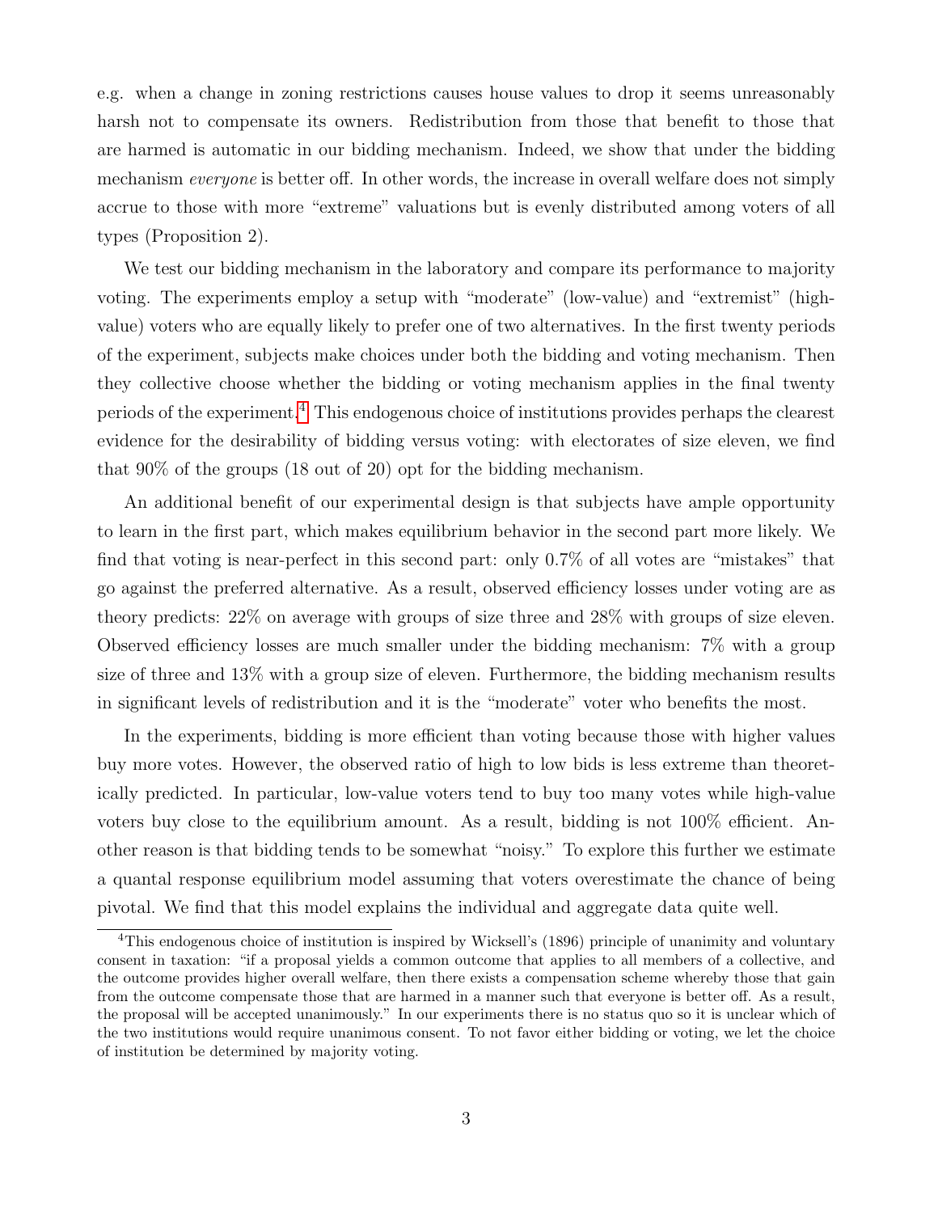e.g. when a change in zoning restrictions causes house values to drop it seems unreasonably harsh not to compensate its owners. Redistribution from those that benefit to those that are harmed is automatic in our bidding mechanism. Indeed, we show that under the bidding mechanism *everyone* is better off. In other words, the increase in overall welfare does not simply accrue to those with more "extreme" valuations but is evenly distributed among voters of all types (Proposition 2).

We test our bidding mechanism in the laboratory and compare its performance to majority voting. The experiments employ a setup with "moderate" (low-value) and "extremist" (high-value) voters who are equally likely to prefer one of two alternatives. In the first twenty periods of the experiment, subjects make choices under both the bidding and voting mechanism. Then they collective choose whether the bidding or voting mechanism applies in the final twenty periods of the experiment.[4] This endogenous choice of institutions provides perhaps the clearest evidence for the desirability of bidding versus voting: with electorates of size eleven, we find that 90% of the groups (18 out of 20) opt for the bidding mechanism.

An additional benefit of our experimental design is that subjects have ample opportunity to learn in the first part, which makes equilibrium behavior in the second part more likely. We find that voting is near-perfect in this second part: only 0.7% of all votes are "mistakes" that go against the preferred alternative. As a result, observed efficiency losses under voting are as theory predicts: 22% on average with groups of size three and 28% with groups of size eleven. Observed efficiency losses are much smaller under the bidding mechanism: 7% with a group size of three and 13% with a group size of eleven. Furthermore, the bidding mechanism results in significant levels of redistribution and it is the "moderate" voter who benefits the most.

In the experiments, bidding is more efficient than voting because those with higher values buy more votes. However, the observed ratio of high to low bids is less extreme than theoretically predicted. In particular, low-value voters tend to buy too many votes while high-value voters buy close to the equilibrium amount. As a result, bidding is not 100% efficient. Another reason is that bidding tends to be somewhat "noisy." To explore this further we estimate a quantal response equilibrium model assuming that voters overestimate the chance of being pivotal. We find that this model explains the individual and aggregate data quite well.

[4] This endogenous choice of institution is inspired by Wicksell's (1896) principle of unanimity and voluntary consent in taxation: "if a proposal yields a common outcome that applies to all members of a collective, and the outcome provides higher overall welfare, then there exists a compensation scheme whereby those that gain from the outcome compensate those that are harmed in a manner such that everyone is better off. As a result, the proposal will be accepted unanimously." In our experiments there is no status quo so it is unclear which of the two institutions would require unanimous consent. To not favor either bidding or voting, we let the choice of institution be determined by majority voting.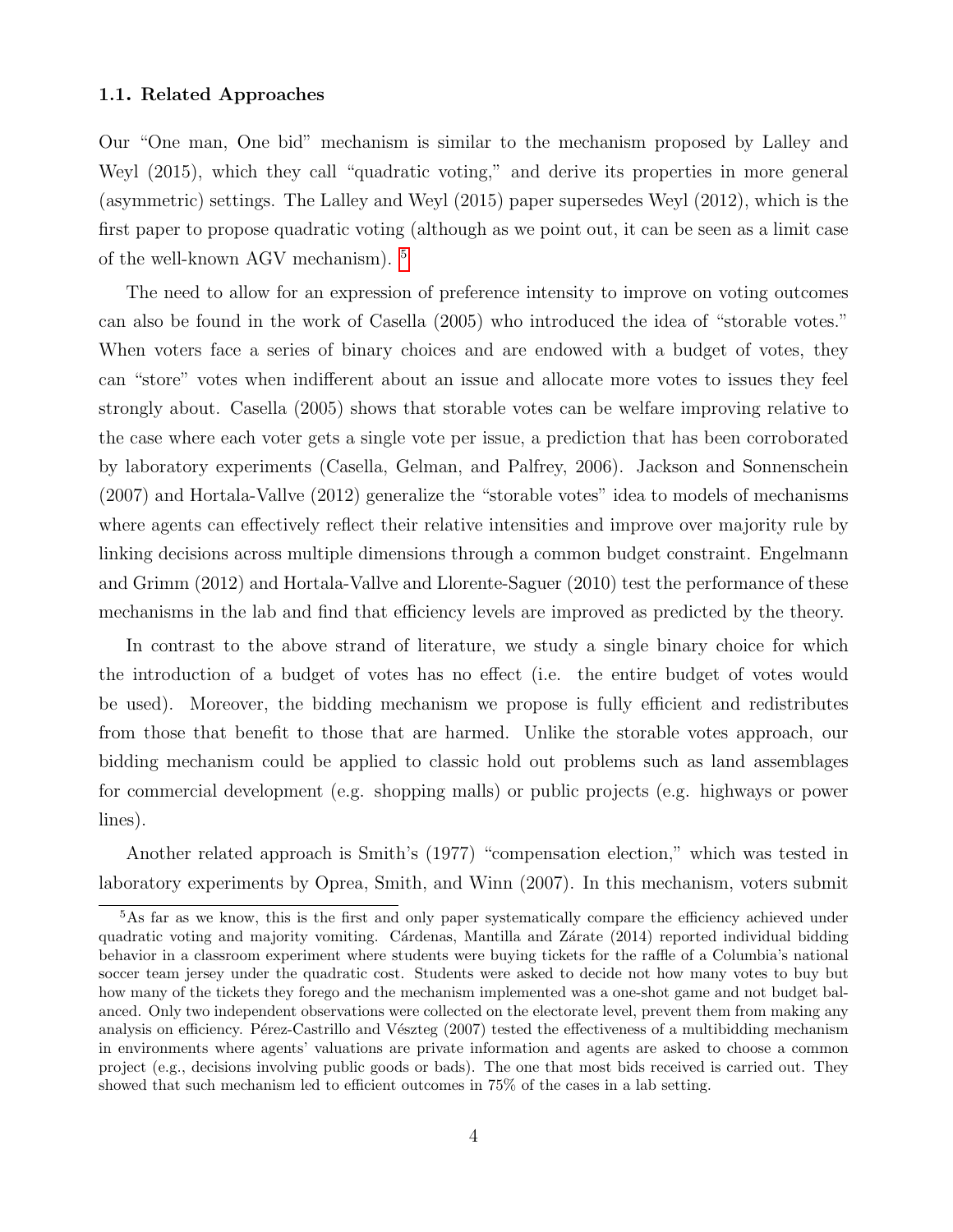### 1.1. Related Approaches

Our "One man, One bid" mechanism is similar to the mechanism proposed by Lalley and Weyl (2015), which they call "quadratic voting," and derive its properties in more general (asymmetric) settings. The Lalley and Weyl (2015) paper supersedes Weyl (2012), which is the first paper to propose quadratic voting (although as we point out, it can be seen as a limit case of the well-known AGV mechanism). [5]

The need to allow for an expression of preference intensity to improve on voting outcomes can also be found in the work of Casella (2005) who introduced the idea of "storable votes." When voters face a series of binary choices and are endowed with a budget of votes, they can "store" votes when indifferent about an issue and allocate more votes to issues they feel strongly about. Casella (2005) shows that storable votes can be welfare improving relative to the case where each voter gets a single vote per issue, a prediction that has been corroborated by laboratory experiments (Casella, Gelman, and Palfrey, 2006). Jackson and Sonnenschein (2007) and Hortala-Vallve (2012) generalize the "storable votes" idea to models of mechanisms where agents can effectively reflect their relative intensities and improve over majority rule by linking decisions across multiple dimensions through a common budget constraint. Engelmann and Grimm (2012) and Hortala-Vallve and Llorente-Saguer (2010) test the performance of these mechanisms in the lab and find that efficiency levels are improved as predicted by the theory.

In contrast to the above strand of literature, we study a single binary choice for which the introduction of a budget of votes has no effect (i.e. the entire budget of votes would be used). Moreover, the bidding mechanism we propose is fully efficient and redistributes from those that benefit to those that are harmed. Unlike the storable votes approach, our bidding mechanism could be applied to classic hold out problems such as land assemblages for commercial development (e.g. shopping malls) or public projects (e.g. highways or power lines).

Another related approach is Smith's (1977) "compensation election," which was tested in laboratory experiments by Oprea, Smith, and Winn (2007). In this mechanism, voters submit

---

[5] As far as we know, this is the first and only paper systematically compare the efficiency achieved under quadratic voting and majority vomiting. Cárdenas, Mantilla and Zárate (2014) reported individual bidding behavior in a classroom experiment where students were buying tickets for the raffle of a Columbia's national soccer team jersey under the quadratic cost. Students were asked to decide not how many votes to buy but how many of the tickets they forego and the mechanism implemented was a one-shot game and not budget balanced. Only two independent observations were collected on the electorate level, prevent them from making any analysis on efficiency. Pérez-Castrillo and Vészteg (2007) tested the effectiveness of a multibidding mechanism in environments where agents' valuations are private information and agents are asked to choose a common project (e.g., decisions involving public goods or bads). The one that most bids received is carried out. They showed that such mechanism led to efficient outcomes in 75% of the cases in a lab setting.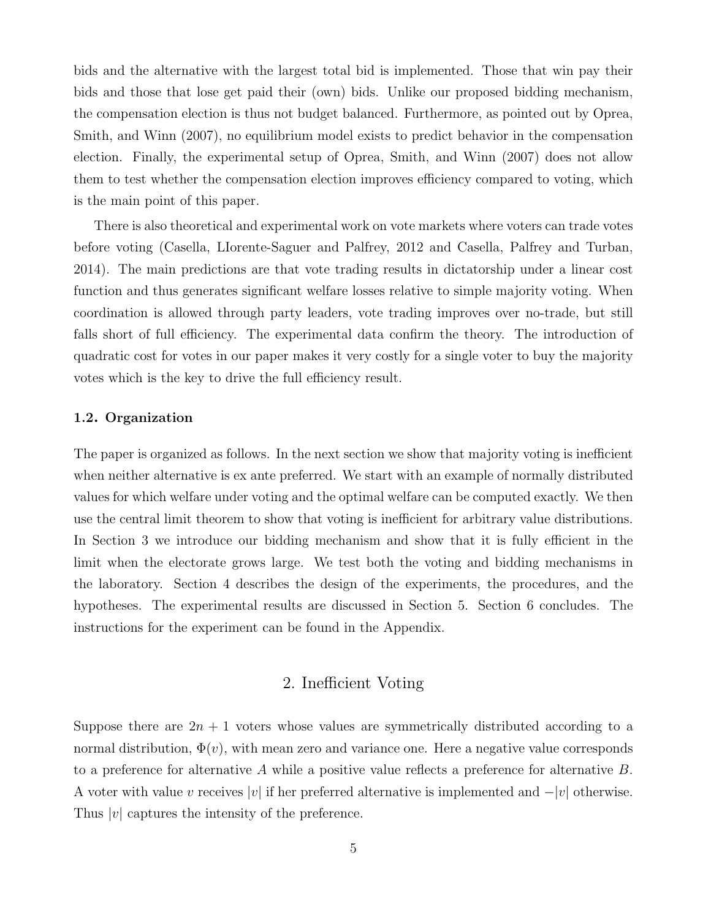bids and the alternative with the largest total bid is implemented. Those that win pay their bids and those that lose get paid their (own) bids. Unlike our proposed bidding mechanism, the compensation election is thus not budget balanced. Furthermore, as pointed out by Oprea, Smith, and Winn (2007), no equilibrium model exists to predict behavior in the compensation election. Finally, the experimental setup of Oprea, Smith, and Winn (2007) does not allow them to test whether the compensation election improves efficiency compared to voting, which is the main point of this paper.

There is also theoretical and experimental work on vote markets where voters can trade votes before voting (Casella, LIorente-Saguer and Palfrey, 2012 and Casella, Palfrey and Turban, 2014). The main predictions are that vote trading results in dictatorship under a linear cost function and thus generates significant welfare losses relative to simple majority voting. When coordination is allowed through party leaders, vote trading improves over no-trade, but still falls short of full efficiency. The experimental data confirm the theory. The introduction of quadratic cost for votes in our paper makes it very costly for a single voter to buy the majority votes which is the key to drive the full efficiency result.

### 1.2. Organization

The paper is organized as follows. In the next section we show that majority voting is inefficient when neither alternative is ex ante preferred. We start with an example of normally distributed values for which welfare under voting and the optimal welfare can be computed exactly. We then use the central limit theorem to show that voting is inefficient for arbitrary value distributions. In Section 3 we introduce our bidding mechanism and show that it is fully efficient in the limit when the electorate grows large. We test both the voting and bidding mechanisms in the laboratory. Section 4 describes the design of the experiments, the procedures, and the hypotheses. The experimental results are discussed in Section 5. Section 6 concludes. The instructions for the experiment can be found in the Appendix.

## 2. Inefficient Voting

Suppose there are $2n + 1$ voters whose values are symmetrically distributed according to a normal distribution, $\Phi(v)$, with mean zero and variance one. Here a negative value corresponds to a preference for alternative $A$ while a positive value reflects a preference for alternative $B$. A voter with value $v$ receives $|v|$ if her preferred alternative is implemented and $-|v|$ otherwise. Thus $|v|$ captures the intensity of the preference.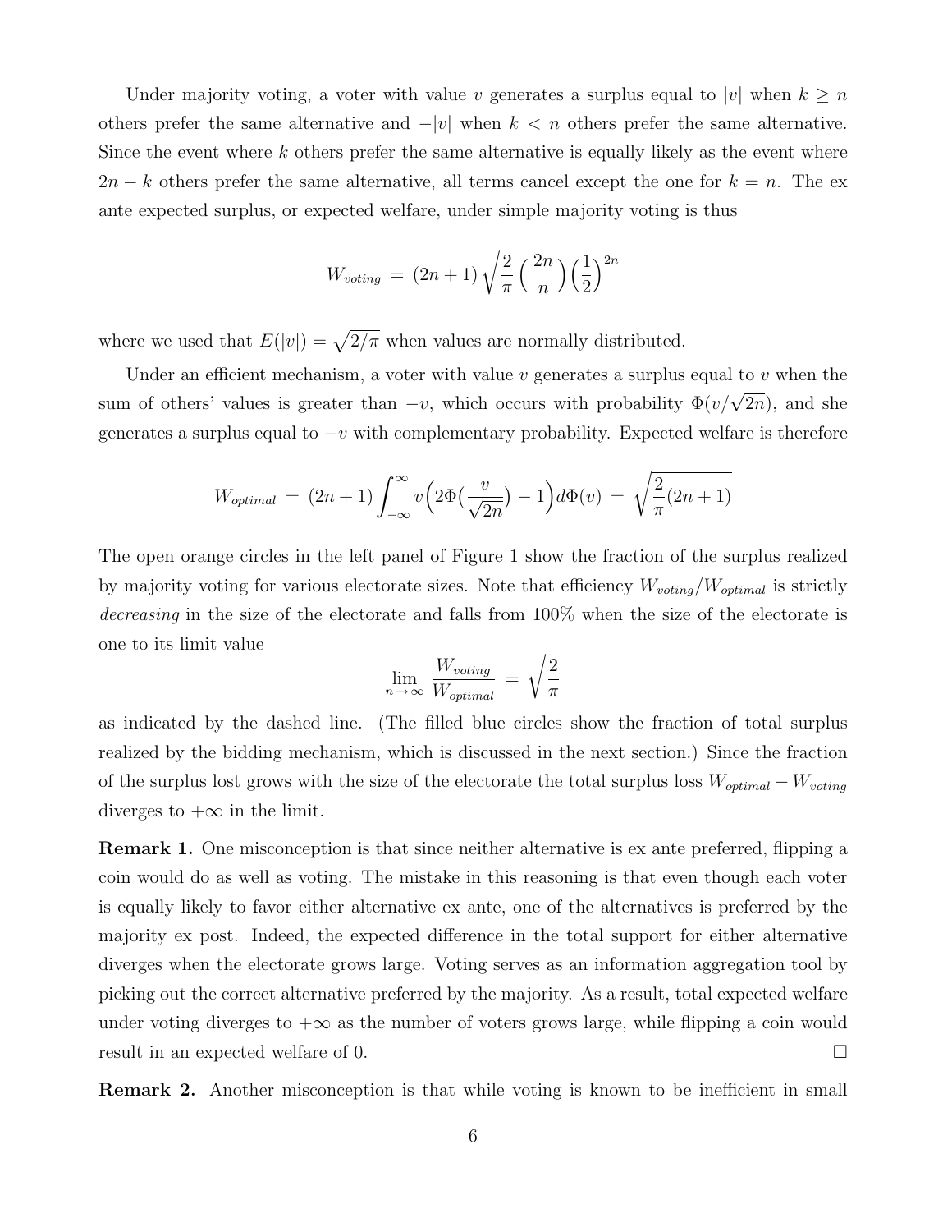Under majority voting, a voter with value $v$ generates a surplus equal to $|v|$ when $k \geq n$ others prefer the same alternative and $-|v|$ when $k < n$ others prefer the same alternative. Since the event where $k$ others prefer the same alternative is equally likely as the event where $2n - k$ others prefer the same alternative, all terms cancel except the one for $k = n$. The ex ante expected surplus, or expected welfare, under simple majority voting is thus

$$W_{voting} \;=\; (2n+1)\sqrt{\frac{2}{\pi}}\binom{2n}{n}\Big(\frac{1}{2}\Big)^{2n}$$

where we used that $E(|v|) = \sqrt{2/\pi}$ when values are normally distributed.

Under an efficient mechanism, a voter with value $v$ generates a surplus equal to $v$ when the sum of others' values is greater than $-v$, which occurs with probability $\Phi(v/\sqrt{2n})$, and she generates a surplus equal to $-v$ with complementary probability. Expected welfare is therefore

$$W_{optimal} \;=\; (2n+1)\int_{-\infty}^{\infty} v\Big(2\Phi\big(\frac{v}{\sqrt{2n}}\big) - 1\Big)d\Phi(v) \;=\; \sqrt{\frac{2}{\pi}(2n+1)}$$

The open orange circles in the left panel of Figure 1 show the fraction of the surplus realized by majority voting for various electorate sizes. Note that efficiency $W_{voting}/W_{optimal}$ is strictly *decreasing* in the size of the electorate and falls from 100% when the size of the electorate is one to its limit value

$$\lim_{n\to\infty}\frac{W_{voting}}{W_{optimal}} \;=\; \sqrt{\frac{2}{\pi}}$$

as indicated by the dashed line. (The filled blue circles show the fraction of total surplus realized by the bidding mechanism, which is discussed in the next section.) Since the fraction of the surplus lost grows with the size of the electorate the total surplus loss $W_{optimal} - W_{voting}$ diverges to $+\infty$ in the limit.

**Remark 1.** One misconception is that since neither alternative is ex ante preferred, flipping a coin would do as well as voting. The mistake in this reasoning is that even though each voter is equally likely to favor either alternative ex ante, one of the alternatives is preferred by the majority ex post. Indeed, the expected difference in the total support for either alternative diverges when the electorate grows large. Voting serves as an information aggregation tool by picking out the correct alternative preferred by the majority. As a result, total expected welfare under voting diverges to $+\infty$ as the number of voters grows large, while flipping a coin would result in an expected welfare of 0. □

**Remark 2.** Another misconception is that while voting is known to be inefficient in small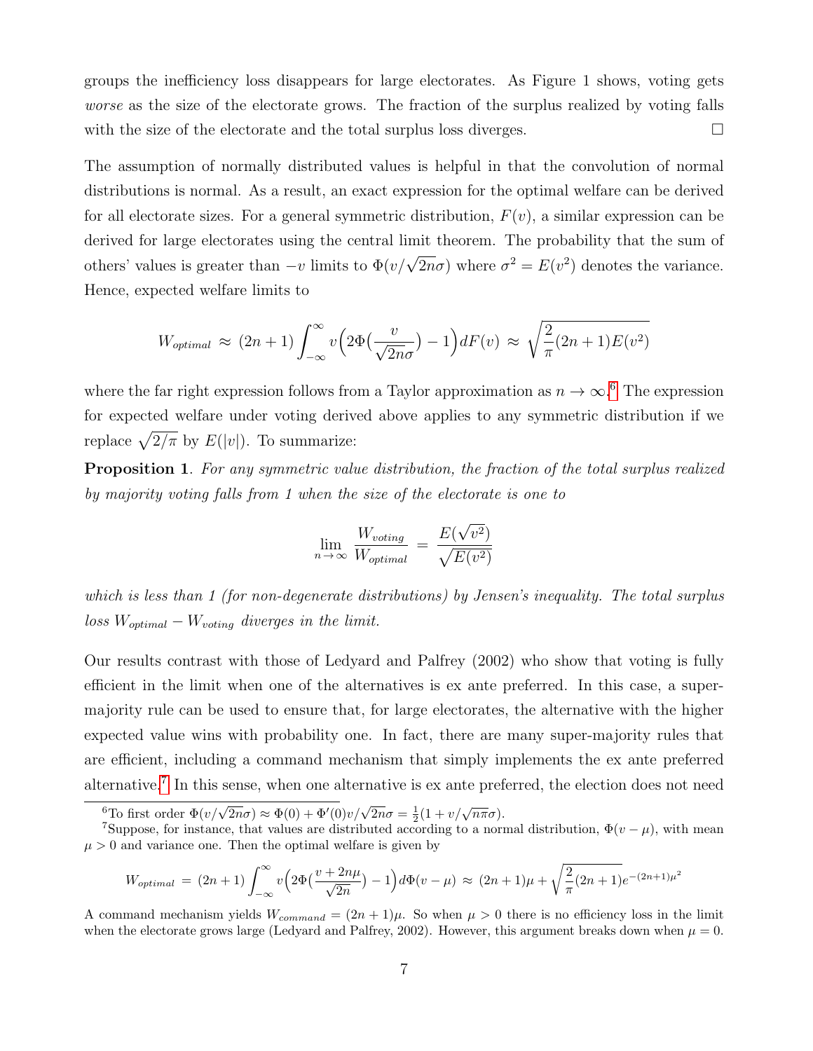groups the inefficiency loss disappears for large electorates. As Figure 1 shows, voting gets *worse* as the size of the electorate grows. The fraction of the surplus realized by voting falls with the size of the electorate and the total surplus loss diverges. □

The assumption of normally distributed values is helpful in that the convolution of normal distributions is normal. As a result, an exact expression for the optimal welfare can be derived for all electorate sizes. For a general symmetric distribution, $F(v)$, a similar expression can be derived for large electorates using the central limit theorem. The probability that the sum of others' values is greater than $-v$ limits to $\Phi(v/\sqrt{2n}\sigma)$ where $\sigma^2 = E(v^2)$ denotes the variance. Hence, expected welfare limits to

$$W_{optimal} \approx (2n+1)\int_{-\infty}^{\infty} v\Big(2\Phi\big(\frac{v}{\sqrt{2n}\sigma}\big) - 1\Big)dF(v) \approx \sqrt{\frac{2}{\pi}(2n+1)E(v^2)}$$

where the far right expression follows from a Taylor approximation as $n \to \infty$.[6] The expression for expected welfare under voting derived above applies to any symmetric distribution if we replace $\sqrt{2/\pi}$ by $E(|v|)$. To summarize:

**Proposition 1**. *For any symmetric value distribution, the fraction of the total surplus realized by majority voting falls from 1 when the size of the electorate is one to*

$$\lim_{n\to\infty} \frac{W_{voting}}{W_{optimal}} = \frac{E(\sqrt{v^2})}{\sqrt{E(v^2)}}$$

*which is less than 1 (for non-degenerate distributions) by Jensen's inequality. The total surplus loss $W_{optimal} - W_{voting}$ diverges in the limit.*

Our results contrast with those of Ledyard and Palfrey (2002) who show that voting is fully efficient in the limit when one of the alternatives is ex ante preferred. In this case, a super-majority rule can be used to ensure that, for large electorates, the alternative with the higher expected value wins with probability one. In fact, there are many super-majority rules that are efficient, including a command mechanism that simply implements the ex ante preferred alternative.[7] In this sense, when one alternative is ex ante preferred, the election does not need

---

[6] To first order $\Phi(v/\sqrt{2n}\sigma) \approx \Phi(0) + \Phi'(0)v/\sqrt{2n}\sigma = \frac{1}{2}(1 + v/\sqrt{n\pi}\sigma)$.

[7] Suppose, for instance, that values are distributed according to a normal distribution, $\Phi(v - \mu)$, with mean $\mu > 0$ and variance one. Then the optimal welfare is given by

$$W_{optimal} = (2n+1)\int_{-\infty}^{\infty} v\Big(2\Phi\big(\frac{v + 2n\mu}{\sqrt{2n}}\big) - 1\Big)d\Phi(v - \mu) \approx (2n+1)\mu + \sqrt{\frac{2}{\pi}(2n+1)}e^{-(2n+1)\mu^2}$$

A command mechanism yields $W_{command} = (2n+1)\mu$. So when $\mu > 0$ there is no efficiency loss in the limit when the electorate grows large (Ledyard and Palfrey, 2002). However, this argument breaks down when $\mu = 0$.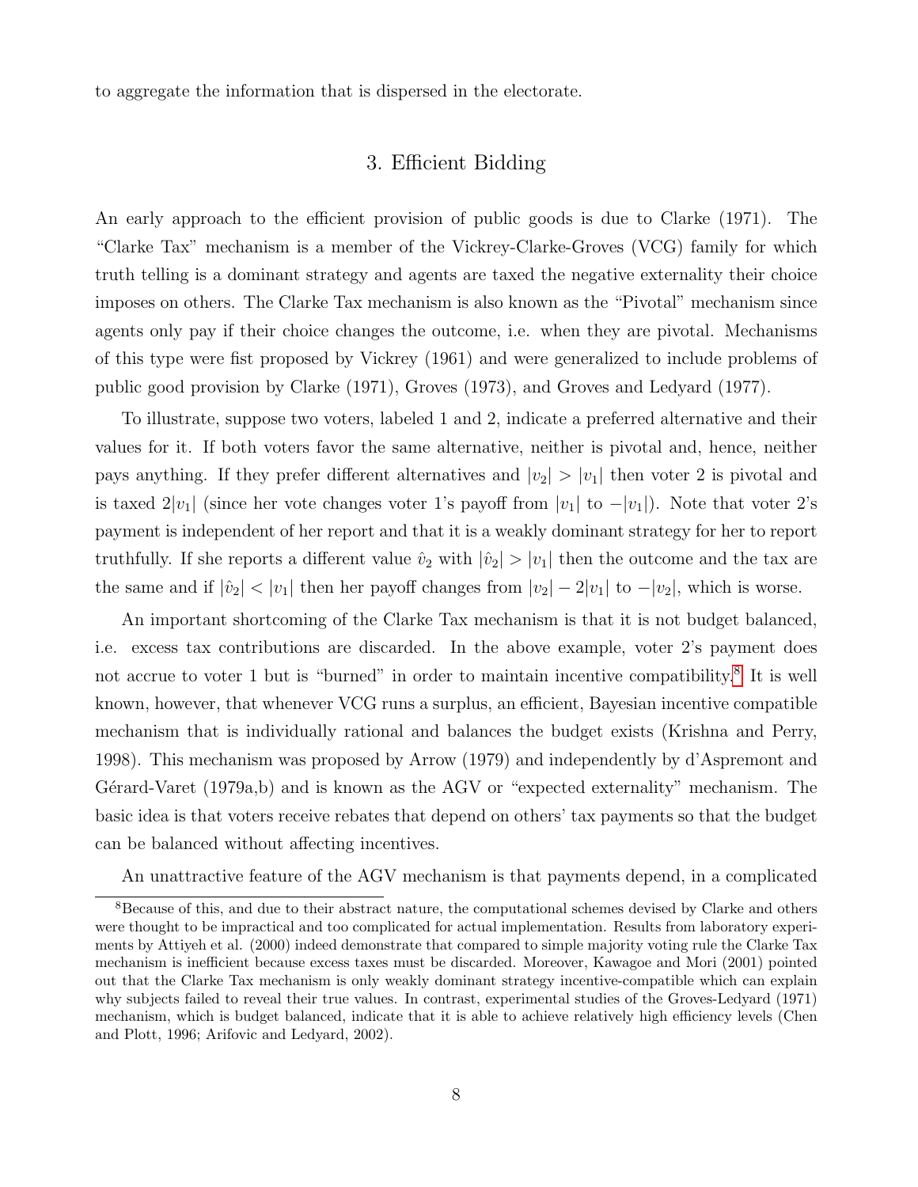to aggregate the information that is dispersed in the electorate.

## 3. Efficient Bidding

An early approach to the efficient provision of public goods is due to Clarke (1971). The "Clarke Tax" mechanism is a member of the Vickrey-Clarke-Groves (VCG) family for which truth telling is a dominant strategy and agents are taxed the negative externality their choice imposes on others. The Clarke Tax mechanism is also known as the "Pivotal" mechanism since agents only pay if their choice changes the outcome, i.e. when they are pivotal. Mechanisms of this type were fist proposed by Vickrey (1961) and were generalized to include problems of public good provision by Clarke (1971), Groves (1973), and Groves and Ledyard (1977).

To illustrate, suppose two voters, labeled 1 and 2, indicate a preferred alternative and their values for it. If both voters favor the same alternative, neither is pivotal and, hence, neither pays anything. If they prefer different alternatives and $|v_2| > |v_1|$ then voter 2 is pivotal and is taxed $2|v_1|$ (since her vote changes voter 1's payoff from $|v_1|$ to $-|v_1|$). Note that voter 2's payment is independent of her report and that it is a weakly dominant strategy for her to report truthfully. If she reports a different value $\hat{v}_2$ with $|\hat{v}_2| > |v_1|$ then the outcome and the tax are the same and if $|\hat{v}_2| < |v_1|$ then her payoff changes from $|v_2| - 2|v_1|$ to $-|v_2|$, which is worse.

An important shortcoming of the Clarke Tax mechanism is that it is not budget balanced, i.e. excess tax contributions are discarded. In the above example, voter 2's payment does not accrue to voter 1 but is "burned" in order to maintain incentive compatibility.[8] It is well known, however, that whenever VCG runs a surplus, an efficient, Bayesian incentive compatible mechanism that is individually rational and balances the budget exists (Krishna and Perry, 1998). This mechanism was proposed by Arrow (1979) and independently by d'Aspremont and Gérard-Varet (1979a,b) and is known as the AGV or "expected externality" mechanism. The basic idea is that voters receive rebates that depend on others' tax payments so that the budget can be balanced without affecting incentives.

An unattractive feature of the AGV mechanism is that payments depend, in a complicated

---

[8] Because of this, and due to their abstract nature, the computational schemes devised by Clarke and others were thought to be impractical and too complicated for actual implementation. Results from laboratory experiments by Attiyeh et al. (2000) indeed demonstrate that compared to simple majority voting rule the Clarke Tax mechanism is inefficient because excess taxes must be discarded. Moreover, Kawagoe and Mori (2001) pointed out that the Clarke Tax mechanism is only weakly dominant strategy incentive-compatible which can explain why subjects failed to reveal their true values. In contrast, experimental studies of the Groves-Ledyard (1971) mechanism, which is budget balanced, indicate that it is able to achieve relatively high efficiency levels (Chen and Plott, 1996; Arifovic and Ledyard, 2002).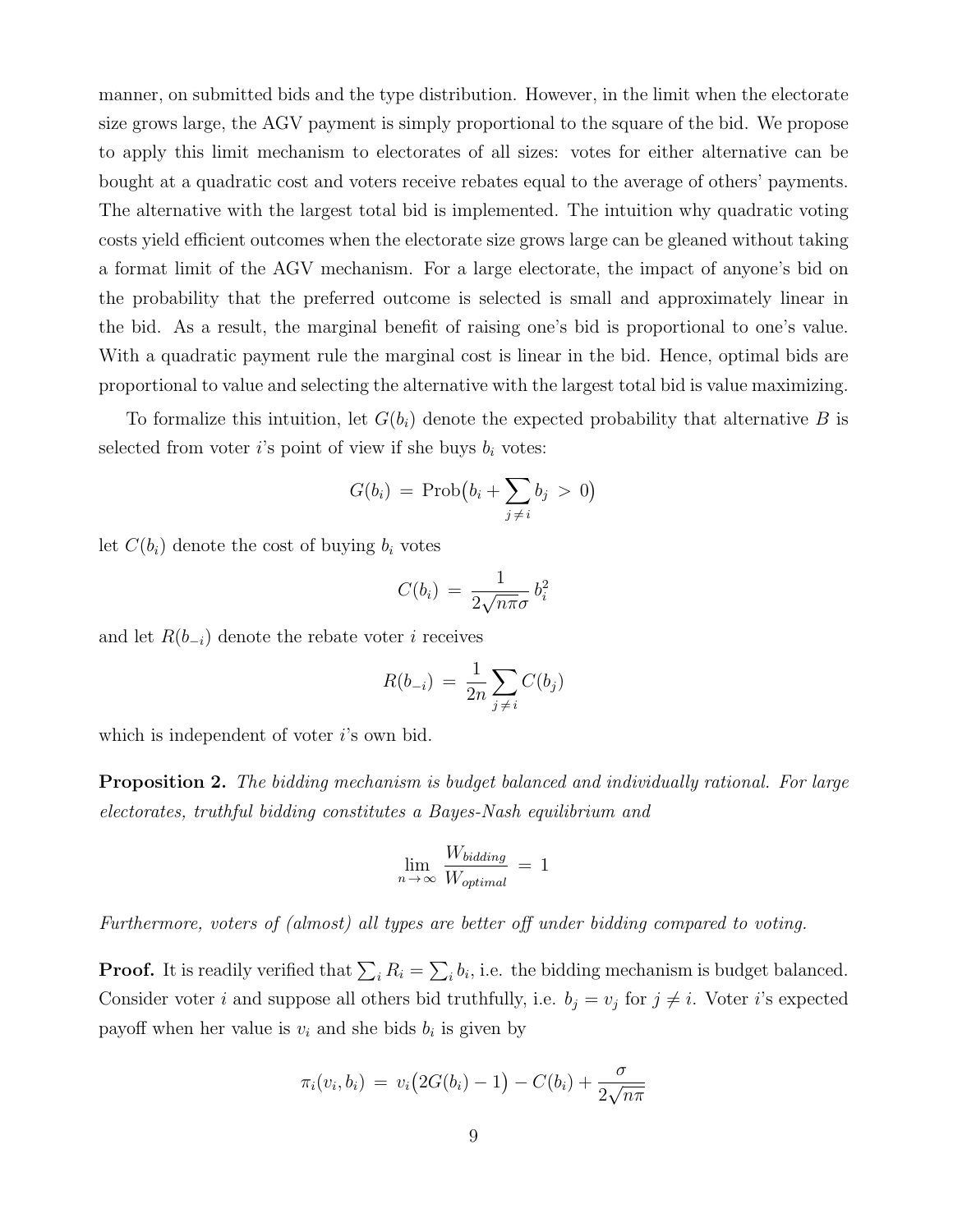manner, on submitted bids and the type distribution. However, in the limit when the electorate size grows large, the AGV payment is simply proportional to the square of the bid. We propose to apply this limit mechanism to electorates of all sizes: votes for either alternative can be bought at a quadratic cost and voters receive rebates equal to the average of others' payments. The alternative with the largest total bid is implemented. The intuition why quadratic voting costs yield efficient outcomes when the electorate size grows large can be gleaned without taking a format limit of the AGV mechanism. For a large electorate, the impact of anyone's bid on the probability that the preferred outcome is selected is small and approximately linear in the bid. As a result, the marginal benefit of raising one's bid is proportional to one's value. With a quadratic payment rule the marginal cost is linear in the bid. Hence, optimal bids are proportional to value and selecting the alternative with the largest total bid is value maximizing.

To formalize this intuition, let $G(b_i)$ denote the expected probability that alternative $B$ is selected from voter $i$'s point of view if she buys $b_i$ votes:

$$G(b_i) \;=\; \text{Prob}\big(b_i + \sum_{j\neq i} b_j \;>\; 0\big)$$

let $C(b_i)$ denote the cost of buying $b_i$ votes

$$C(b_i) \;=\; \frac{1}{2\sqrt{n\pi}\sigma}\, b_i^2$$

and let $R(b_{-i})$ denote the rebate voter $i$ receives

$$R(b_{-i}) \;=\; \frac{1}{2n}\sum_{j\neq i} C(b_j)$$

which is independent of voter $i$'s own bid.

**Proposition 2.** *The bidding mechanism is budget balanced and individually rational. For large electorates, truthful bidding constitutes a Bayes-Nash equilibrium and*

$$\lim_{n\to\infty} \frac{W_{bidding}}{W_{optimal}} \;=\; 1$$

*Furthermore, voters of (almost) all types are better off under bidding compared to voting.*

**Proof.** It is readily verified that $\sum_i R_i = \sum_i b_i$, i.e. the bidding mechanism is budget balanced. Consider voter $i$ and suppose all others bid truthfully, i.e. $b_j = v_j$ for $j \neq i$. Voter $i$'s expected payoff when her value is $v_i$ and she bids $b_i$ is given by

$$\pi_i(v_i, b_i) \;=\; v_i\big(2G(b_i) - 1\big) - C(b_i) + \frac{\sigma}{2\sqrt{n\pi}}$$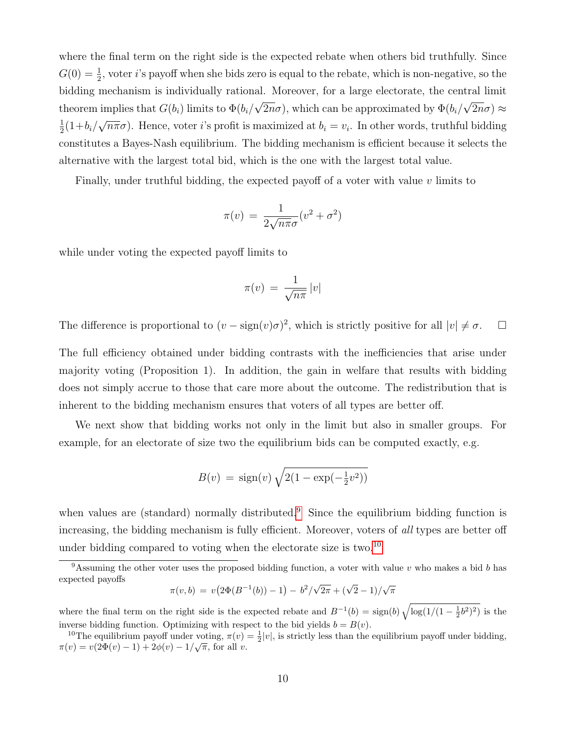where the final term on the right side is the expected rebate when others bid truthfully. Since $G(0) = \frac{1}{2}$, voter $i$'s payoff when she bids zero is equal to the rebate, which is non-negative, so the bidding mechanism is individually rational. Moreover, for a large electorate, the central limit theorem implies that $G(b_i)$ limits to $\Phi(b_i/\sqrt{2n}\sigma)$, which can be approximated by $\Phi(b_i/\sqrt{2n}\sigma) \approx \frac{1}{2}(1+b_i/\sqrt{n\pi}\sigma)$. Hence, voter $i$'s profit is maximized at $b_i = v_i$. In other words, truthful bidding constitutes a Bayes-Nash equilibrium. The bidding mechanism is efficient because it selects the alternative with the largest total bid, which is the one with the largest total value.

Finally, under truthful bidding, the expected payoff of a voter with value $v$ limits to

$$\pi(v) = \frac{1}{2\sqrt{n\pi}\sigma}(v^2 + \sigma^2)$$

while under voting the expected payoff limits to

$$\pi(v) = \frac{1}{\sqrt{n\pi}}\,|v|$$

The difference is proportional to $(v - \text{sign}(v)\sigma)^2$, which is strictly positive for all $|v| \neq \sigma$. $\square$

The full efficiency obtained under bidding contrasts with the inefficiencies that arise under majority voting (Proposition 1). In addition, the gain in welfare that results with bidding does not simply accrue to those that care more about the outcome. The redistribution that is inherent to the bidding mechanism ensures that voters of all types are better off.

We next show that bidding works not only in the limit but also in smaller groups. For example, for an electorate of size two the equilibrium bids can be computed exactly, e.g.

$$B(v) = \text{sign}(v)\sqrt{2(1 - \exp(-\tfrac{1}{2}v^2))}$$

when values are (standard) normally distributed.[9] Since the equilibrium bidding function is increasing, the bidding mechanism is fully efficient. Moreover, voters of *all* types are better off under bidding compared to voting when the electorate size is two.[10]

[9] Assuming the other voter uses the proposed bidding function, a voter with value $v$ who makes a bid $b$ has expected payoffs

$$\pi(v, b) = v\big(2\Phi(B^{-1}(b)) - 1\big) - b^2/\sqrt{2\pi} + (\sqrt{2} - 1)/\sqrt{\pi}$$

where the final term on the right side is the expected rebate and $B^{-1}(b) = \text{sign}(b)\sqrt{\log(1/(1 - \frac{1}{2}b^2)^2)}$ is the inverse bidding function. Optimizing with respect to the bid yields $b = B(v)$.

[10] The equilibrium payoff under voting, $\pi(v) = \frac{1}{2}|v|$, is strictly less than the equilibrium payoff under bidding, $\pi(v) = v(2\Phi(v) - 1) + 2\phi(v) - 1/\sqrt{\pi}$, for all $v$.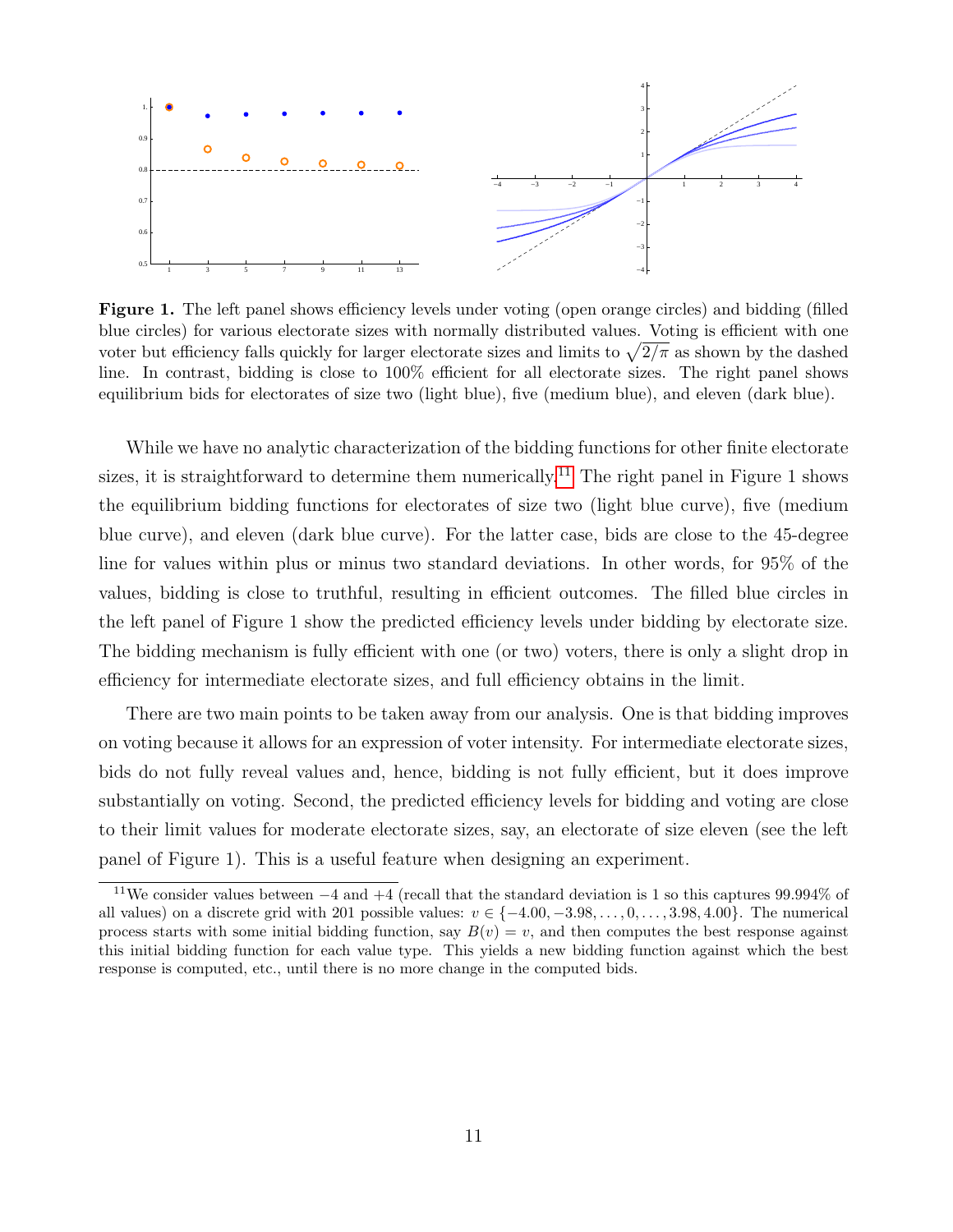**Figure 1.** The left panel shows efficiency levels under voting (open orange circles) and bidding (filled blue circles) for various electorate sizes with normally distributed values. Voting is efficient with one voter but efficiency falls quickly for larger electorate sizes and limits to $\sqrt{2/\pi}$ as shown by the dashed line. In contrast, bidding is close to 100% efficient for all electorate sizes. The right panel shows equilibrium bids for electorates of size two (light blue), five (medium blue), and eleven (dark blue).

While we have no analytic characterization of the bidding functions for other finite electorate sizes, it is straightforward to determine them numerically.[11] The right panel in Figure 1 shows the equilibrium bidding functions for electorates of size two (light blue curve), five (medium blue curve), and eleven (dark blue curve). For the latter case, bids are close to the 45-degree line for values within plus or minus two standard deviations. In other words, for 95% of the values, bidding is close to truthful, resulting in efficient outcomes. The filled blue circles in the left panel of Figure 1 show the predicted efficiency levels under bidding by electorate size. The bidding mechanism is fully efficient with one (or two) voters, there is only a slight drop in efficiency for intermediate electorate sizes, and full efficiency obtains in the limit.

There are two main points to be taken away from our analysis. One is that bidding improves on voting because it allows for an expression of voter intensity. For intermediate electorate sizes, bids do not fully reveal values and, hence, bidding is not fully efficient, but it does improve substantially on voting. Second, the predicted efficiency levels for bidding and voting are close to their limit values for moderate electorate sizes, say, an electorate of size eleven (see the left panel of Figure 1). This is a useful feature when designing an experiment.

[11] We consider values between $-4$ and $+4$ (recall that the standard deviation is 1 so this captures 99.994% of all values) on a discrete grid with 201 possible values: $v \in \{-4.00, -3.98, \ldots, 0, \ldots, 3.98, 4.00\}$. The numerical process starts with some initial bidding function, say $B(v) = v$, and then computes the best response against this initial bidding function for each value type. This yields a new bidding function against which the best response is computed, etc., until there is no more change in the computed bids.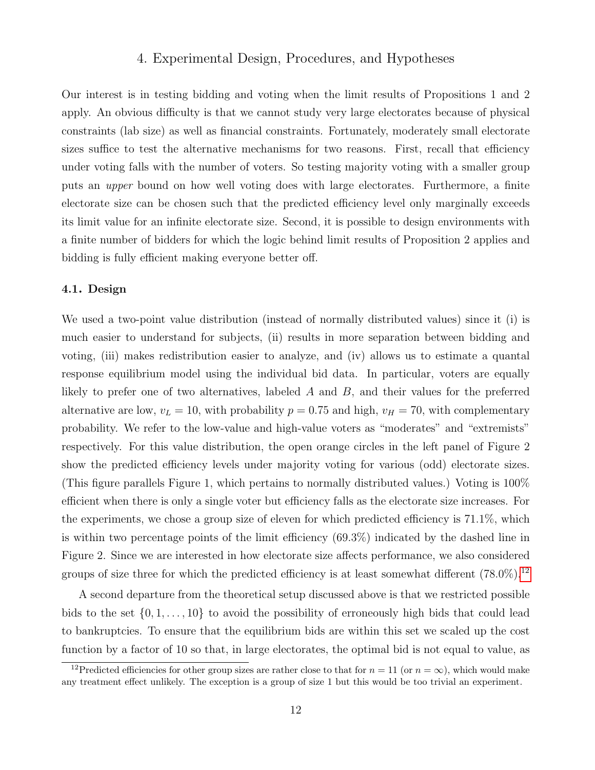## 4. Experimental Design, Procedures, and Hypotheses

Our interest is in testing bidding and voting when the limit results of Propositions 1 and 2 apply. An obvious difficulty is that we cannot study very large electorates because of physical constraints (lab size) as well as financial constraints. Fortunately, moderately small electorate sizes suffice to test the alternative mechanisms for two reasons. First, recall that efficiency under voting falls with the number of voters. So testing majority voting with a smaller group puts an *upper* bound on how well voting does with large electorates. Furthermore, a finite electorate size can be chosen such that the predicted efficiency level only marginally exceeds its limit value for an infinite electorate size. Second, it is possible to design environments with a finite number of bidders for which the logic behind limit results of Proposition 2 applies and bidding is fully efficient making everyone better off.

### 4.1. Design

We used a two-point value distribution (instead of normally distributed values) since it (i) is much easier to understand for subjects, (ii) results in more separation between bidding and voting, (iii) makes redistribution easier to analyze, and (iv) allows us to estimate a quantal response equilibrium model using the individual bid data. In particular, voters are equally likely to prefer one of two alternatives, labeled $A$ and $B$, and their values for the preferred alternative are low, $v_L = 10$, with probability $p = 0.75$ and high, $v_H = 70$, with complementary probability. We refer to the low-value and high-value voters as "moderates" and "extremists" respectively. For this value distribution, the open orange circles in the left panel of Figure 2 show the predicted efficiency levels under majority voting for various (odd) electorate sizes. (This figure parallels Figure 1, which pertains to normally distributed values.) Voting is 100% efficient when there is only a single voter but efficiency falls as the electorate size increases. For the experiments, we chose a group size of eleven for which predicted efficiency is 71.1%, which is within two percentage points of the limit efficiency (69.3%) indicated by the dashed line in Figure 2. Since we are interested in how electorate size affects performance, we also considered groups of size three for which the predicted efficiency is at least somewhat different (78.0%).[12]

A second departure from the theoretical setup discussed above is that we restricted possible bids to the set $\{0, 1, \ldots, 10\}$ to avoid the possibility of erroneously high bids that could lead to bankruptcies. To ensure that the equilibrium bids are within this set we scaled up the cost function by a factor of 10 so that, in large electorates, the optimal bid is not equal to value, as

[12] Predicted efficiencies for other group sizes are rather close to that for $n = 11$ (or $n = \infty$), which would make any treatment effect unlikely. The exception is a group of size 1 but this would be too trivial an experiment.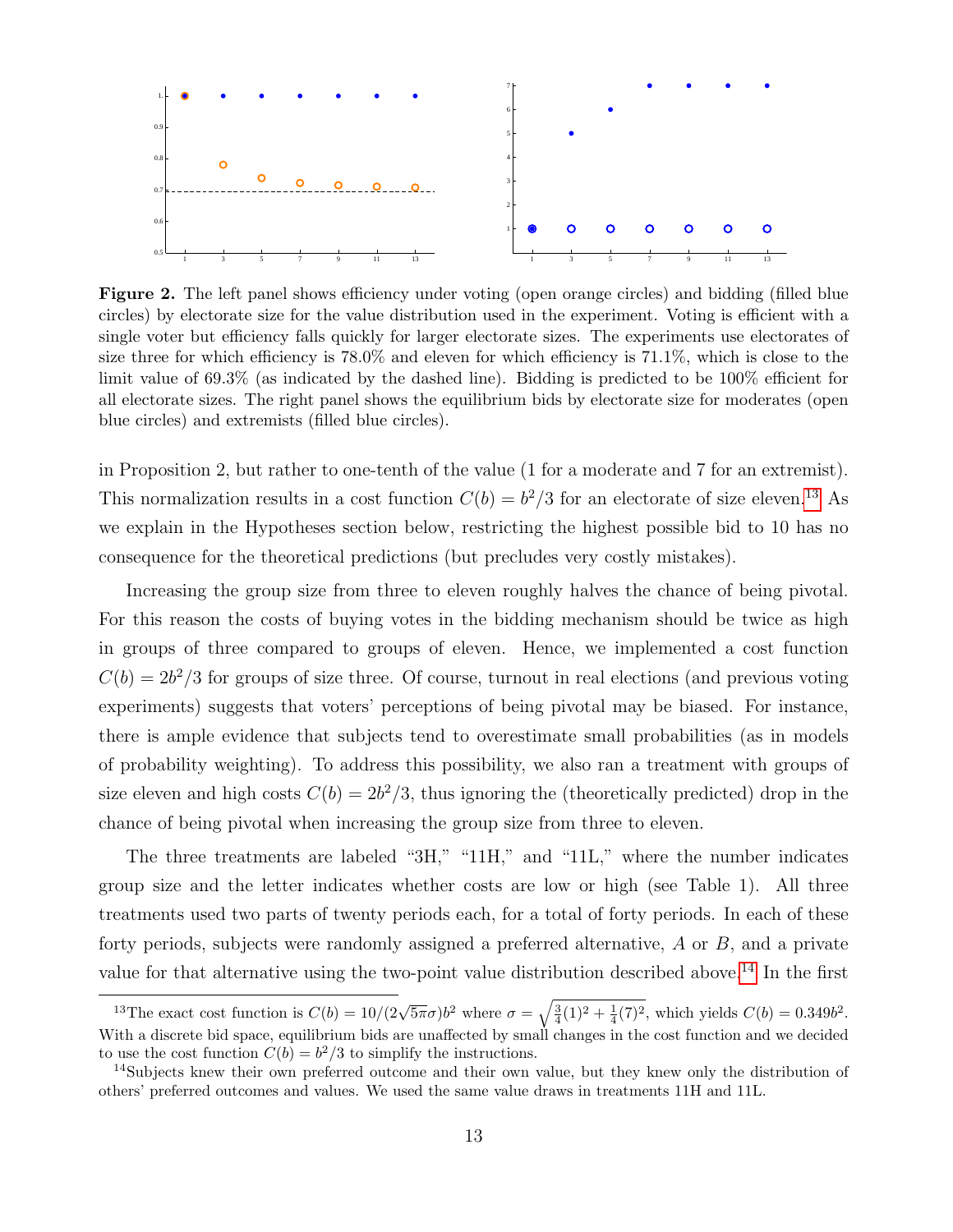**Figure 2.** The left panel shows efficiency under voting (open orange circles) and bidding (filled blue circles) by electorate size for the value distribution used in the experiment. Voting is efficient with a single voter but efficiency falls quickly for larger electorate sizes. The experiments use electorates of size three for which efficiency is 78.0% and eleven for which efficiency is 71.1%, which is close to the limit value of 69.3% (as indicated by the dashed line). Bidding is predicted to be 100% efficient for all electorate sizes. The right panel shows the equilibrium bids by electorate size for moderates (open blue circles) and extremists (filled blue circles).

in Proposition 2, but rather to one-tenth of the value (1 for a moderate and 7 for an extremist). This normalization results in a cost function $C(b) = b^2/3$ for an electorate of size eleven.[13] As we explain in the Hypotheses section below, restricting the highest possible bid to 10 has no consequence for the theoretical predictions (but precludes very costly mistakes).

Increasing the group size from three to eleven roughly halves the chance of being pivotal. For this reason the costs of buying votes in the bidding mechanism should be twice as high in groups of three compared to groups of eleven. Hence, we implemented a cost function $C(b) = 2b^2/3$ for groups of size three. Of course, turnout in real elections (and previous voting experiments) suggests that voters' perceptions of being pivotal may be biased. For instance, there is ample evidence that subjects tend to overestimate small probabilities (as in models of probability weighting). To address this possibility, we also ran a treatment with groups of size eleven and high costs $C(b) = 2b^2/3$, thus ignoring the (theoretically predicted) drop in the chance of being pivotal when increasing the group size from three to eleven.

The three treatments are labeled "3H," "11H," and "11L," where the number indicates group size and the letter indicates whether costs are low or high (see Table 1). All three treatments used two parts of twenty periods each, for a total of forty periods. In each of these forty periods, subjects were randomly assigned a preferred alternative, $A$ or $B$, and a private value for that alternative using the two-point value distribution described above.[14] In the first

[13] The exact cost function is $C(b) = 10/(2\sqrt{5\pi}\sigma)b^2$ where $\sigma = \sqrt{\frac{3}{4}(1)^2 + \frac{1}{4}(7)^2}$, which yields $C(b) = 0.349b^2$. With a discrete bid space, equilibrium bids are unaffected by small changes in the cost function and we decided to use the cost function $C(b) = b^2/3$ to simplify the instructions.

[14] Subjects knew their own preferred outcome and their own value, but they knew only the distribution of others' preferred outcomes and values. We used the same value draws in treatments 11H and 11L.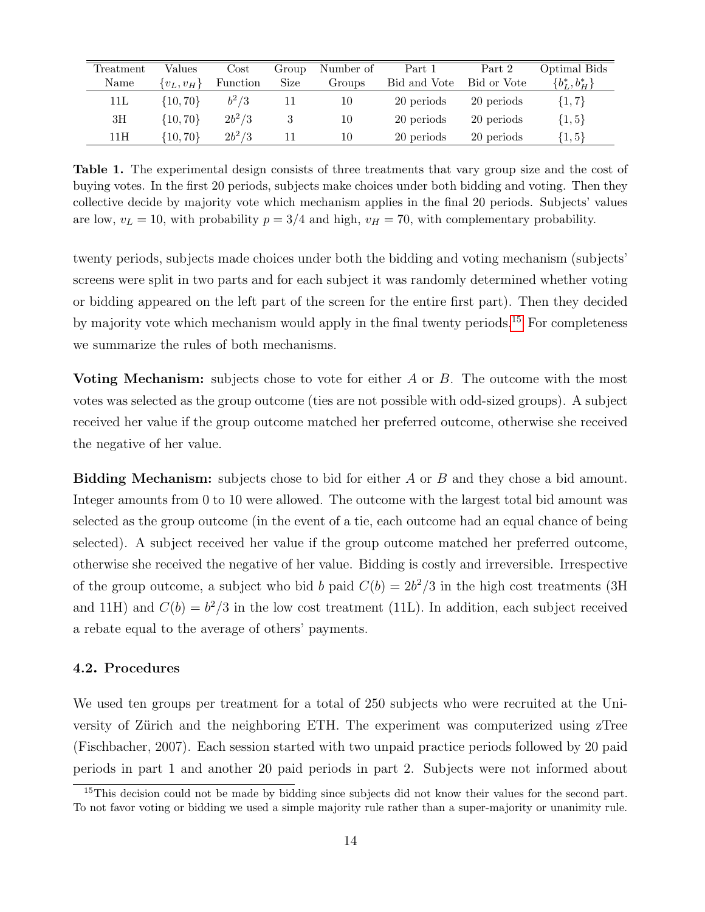| Treatment Name | Values $\{v_L, v_H\}$ | Cost Function | Group Size | Number of Groups | Part 1 Bid and Vote | Part 2 Bid or Vote | Optimal Bids $\{b_L^*, b_H^*\}$ |
|---|---|---|---|---|---|---|---|
| 11L | $\{10, 70\}$ | $b^2/3$ | 11 | 10 | 20 periods | 20 periods | $\{1, 7\}$ |
| 3H | $\{10, 70\}$ | $2b^2/3$ | 3 | 10 | 20 periods | 20 periods | $\{1, 5\}$ |
| 11H | $\{10, 70\}$ | $2b^2/3$ | 11 | 10 | 20 periods | 20 periods | $\{1, 5\}$ |

**Table 1.** The experimental design consists of three treatments that vary group size and the cost of buying votes. In the first 20 periods, subjects make choices under both bidding and voting. Then they collective decide by majority vote which mechanism applies in the final 20 periods. Subjects' values are low, $v_L = 10$, with probability $p = 3/4$ and high, $v_H = 70$, with complementary probability.

twenty periods, subjects made choices under both the bidding and voting mechanism (subjects' screens were split in two parts and for each subject it was randomly determined whether voting or bidding appeared on the left part of the screen for the entire first part). Then they decided by majority vote which mechanism would apply in the final twenty periods.[15] For completeness we summarize the rules of both mechanisms.

**Voting Mechanism:** subjects chose to vote for either $A$ or $B$. The outcome with the most votes was selected as the group outcome (ties are not possible with odd-sized groups). A subject received her value if the group outcome matched her preferred outcome, otherwise she received the negative of her value.

**Bidding Mechanism:** subjects chose to bid for either $A$ or $B$ and they chose a bid amount. Integer amounts from 0 to 10 were allowed. The outcome with the largest total bid amount was selected as the group outcome (in the event of a tie, each outcome had an equal chance of being selected). A subject received her value if the group outcome matched her preferred outcome, otherwise she received the negative of her value. Bidding is costly and irreversible. Irrespective of the group outcome, a subject who bid $b$ paid $C(b) = 2b^2/3$ in the high cost treatments (3H and 11H) and $C(b) = b^2/3$ in the low cost treatment (11L). In addition, each subject received a rebate equal to the average of others' payments.

### 4.2. Procedures

We used ten groups per treatment for a total of 250 subjects who were recruited at the University of Zürich and the neighboring ETH. The experiment was computerized using zTree (Fischbacher, 2007). Each session started with two unpaid practice periods followed by 20 paid periods in part 1 and another 20 paid periods in part 2. Subjects were not informed about

[15] This decision could not be made by bidding since subjects did not know their values for the second part. To not favor voting or bidding we used a simple majority rule rather than a super-majority or unanimity rule.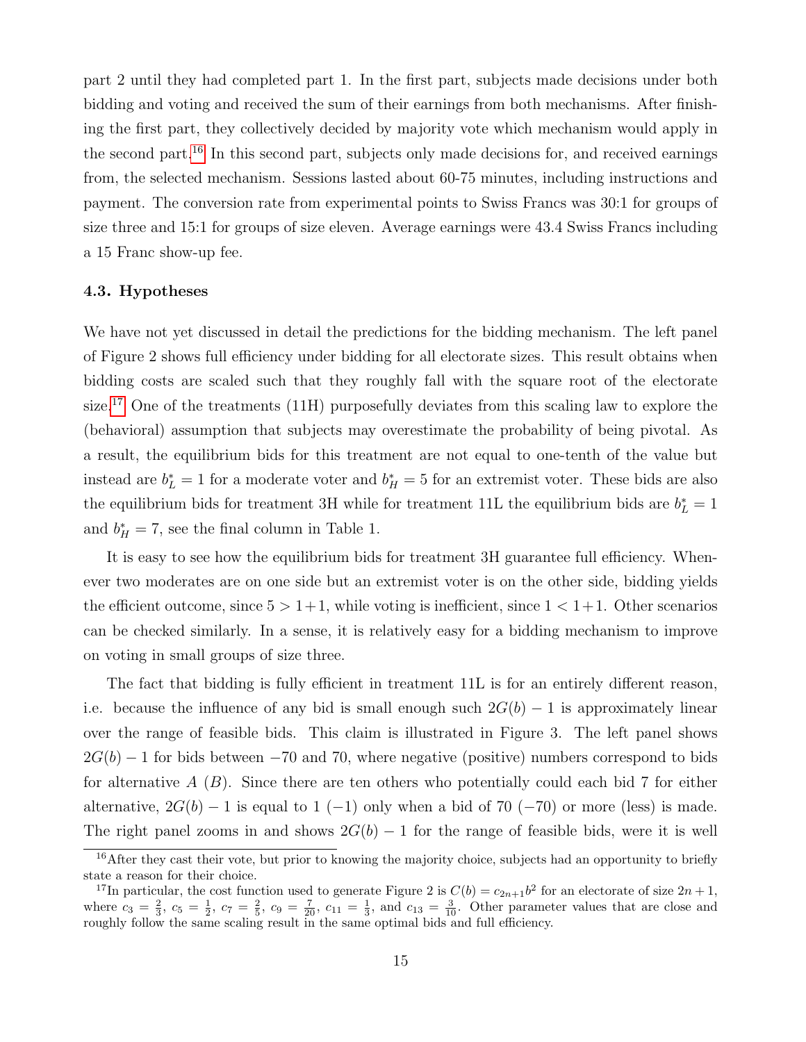part 2 until they had completed part 1. In the first part, subjects made decisions under both bidding and voting and received the sum of their earnings from both mechanisms. After finishing the first part, they collectively decided by majority vote which mechanism would apply in the second part.[16] In this second part, subjects only made decisions for, and received earnings from, the selected mechanism. Sessions lasted about 60-75 minutes, including instructions and payment. The conversion rate from experimental points to Swiss Francs was 30:1 for groups of size three and 15:1 for groups of size eleven. Average earnings were 43.4 Swiss Francs including a 15 Franc show-up fee.

### 4.3. Hypotheses

We have not yet discussed in detail the predictions for the bidding mechanism. The left panel of Figure 2 shows full efficiency under bidding for all electorate sizes. This result obtains when bidding costs are scaled such that they roughly fall with the square root of the electorate size.[17] One of the treatments (11H) purposefully deviates from this scaling law to explore the (behavioral) assumption that subjects may overestimate the probability of being pivotal. As a result, the equilibrium bids for this treatment are not equal to one-tenth of the value but instead are $b_L^* = 1$ for a moderate voter and $b_H^* = 5$ for an extremist voter. These bids are also the equilibrium bids for treatment 3H while for treatment 11L the equilibrium bids are $b_L^* = 1$ and $b_H^* = 7$, see the final column in Table 1.

It is easy to see how the equilibrium bids for treatment 3H guarantee full efficiency. Whenever two moderates are on one side but an extremist voter is on the other side, bidding yields the efficient outcome, since $5 > 1+1$, while voting is inefficient, since $1 < 1+1$. Other scenarios can be checked similarly. In a sense, it is relatively easy for a bidding mechanism to improve on voting in small groups of size three.

The fact that bidding is fully efficient in treatment 11L is for an entirely different reason, i.e. because the influence of any bid is small enough such $2G(b) - 1$ is approximately linear over the range of feasible bids. This claim is illustrated in Figure 3. The left panel shows $2G(b) - 1$ for bids between $-70$ and 70, where negative (positive) numbers correspond to bids for alternative $A$ ($B$). Since there are ten others who potentially could each bid 7 for either alternative, $2G(b) - 1$ is equal to 1 ($-1$) only when a bid of 70 ($-70$) or more (less) is made. The right panel zooms in and shows $2G(b) - 1$ for the range of feasible bids, were it is well

[16] After they cast their vote, but prior to knowing the majority choice, subjects had an opportunity to briefly state a reason for their choice.

[17] In particular, the cost function used to generate Figure 2 is $C(b) = c_{2n+1}b^2$ for an electorate of size $2n+1$, where $c_3 = \frac{2}{3}$, $c_5 = \frac{1}{2}$, $c_7 = \frac{2}{5}$, $c_9 = \frac{7}{20}$, $c_{11} = \frac{1}{3}$, and $c_{13} = \frac{3}{10}$. Other parameter values that are close and roughly follow the same scaling result in the same optimal bids and full efficiency.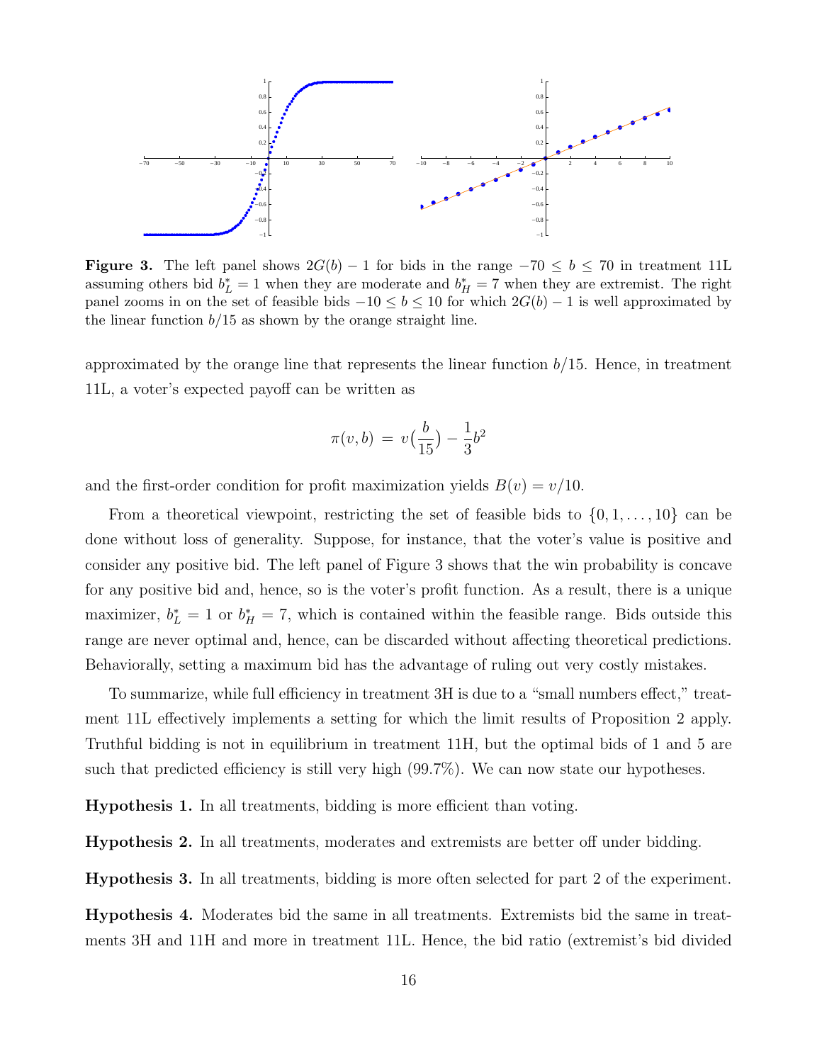**Figure 3.** The left panel shows $2G(b) - 1$ for bids in the range $-70 \leq b \leq 70$ in treatment 11L assuming others bid $b_L^* = 1$ when they are moderate and $b_H^* = 7$ when they are extremist. The right panel zooms in on the set of feasible bids $-10 \leq b \leq 10$ for which $2G(b) - 1$ is well approximated by the linear function $b/15$ as shown by the orange straight line.

approximated by the orange line that represents the linear function $b/15$. Hence, in treatment 11L, a voter's expected payoff can be written as

$$\pi(v, b) = v\Big(\frac{b}{15}\Big) - \frac{1}{3}b^2$$

and the first-order condition for profit maximization yields $B(v) = v/10$.

From a theoretical viewpoint, restricting the set of feasible bids to $\{0, 1, \ldots, 10\}$ can be done without loss of generality. Suppose, for instance, that the voter's value is positive and consider any positive bid. The left panel of Figure 3 shows that the win probability is concave for any positive bid and, hence, so is the voter's profit function. As a result, there is a unique maximizer, $b_L^* = 1$ or $b_H^* = 7$, which is contained within the feasible range. Bids outside this range are never optimal and, hence, can be discarded without affecting theoretical predictions. Behaviorally, setting a maximum bid has the advantage of ruling out very costly mistakes.

To summarize, while full efficiency in treatment 3H is due to a "small numbers effect," treatment 11L effectively implements a setting for which the limit results of Proposition 2 apply. Truthful bidding is not in equilibrium in treatment 11H, but the optimal bids of 1 and 5 are such that predicted efficiency is still very high (99.7%). We can now state our hypotheses.

**Hypothesis 1.** In all treatments, bidding is more efficient than voting.

**Hypothesis 2.** In all treatments, moderates and extremists are better off under bidding.

**Hypothesis 3.** In all treatments, bidding is more often selected for part 2 of the experiment.

**Hypothesis 4.** Moderates bid the same in all treatments. Extremists bid the same in treatments 3H and 11H and more in treatment 11L. Hence, the bid ratio (extremist's bid divided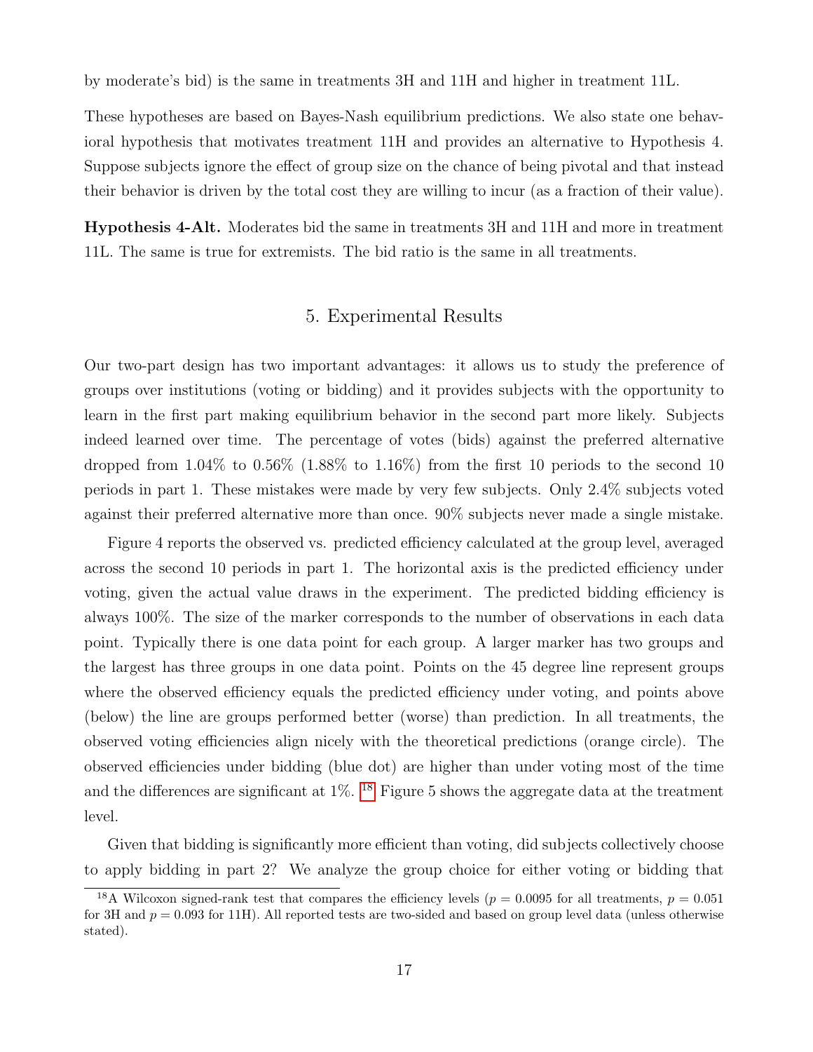by moderate's bid) is the same in treatments 3H and 11H and higher in treatment 11L.

These hypotheses are based on Bayes-Nash equilibrium predictions. We also state one behavioral hypothesis that motivates treatment 11H and provides an alternative to Hypothesis 4. Suppose subjects ignore the effect of group size on the chance of being pivotal and that instead their behavior is driven by the total cost they are willing to incur (as a fraction of their value).

**Hypothesis 4-Alt.** Moderates bid the same in treatments 3H and 11H and more in treatment 11L. The same is true for extremists. The bid ratio is the same in all treatments.

## 5. Experimental Results

Our two-part design has two important advantages: it allows us to study the preference of groups over institutions (voting or bidding) and it provides subjects with the opportunity to learn in the first part making equilibrium behavior in the second part more likely. Subjects indeed learned over time. The percentage of votes (bids) against the preferred alternative dropped from 1.04% to 0.56% (1.88% to 1.16%) from the first 10 periods to the second 10 periods in part 1. These mistakes were made by very few subjects. Only 2.4% subjects voted against their preferred alternative more than once. 90% subjects never made a single mistake.

Figure 4 reports the observed vs. predicted efficiency calculated at the group level, averaged across the second 10 periods in part 1. The horizontal axis is the predicted efficiency under voting, given the actual value draws in the experiment. The predicted bidding efficiency is always 100%. The size of the marker corresponds to the number of observations in each data point. Typically there is one data point for each group. A larger marker has two groups and the largest has three groups in one data point. Points on the 45 degree line represent groups where the observed efficiency equals the predicted efficiency under voting, and points above (below) the line are groups performed better (worse) than prediction. In all treatments, the observed voting efficiencies align nicely with the theoretical predictions (orange circle). The observed efficiencies under bidding (blue dot) are higher than under voting most of the time and the differences are significant at 1%. [18] Figure 5 shows the aggregate data at the treatment level.

Given that bidding is significantly more efficient than voting, did subjects collectively choose to apply bidding in part 2? We analyze the group choice for either voting or bidding that

[18] A Wilcoxon signed-rank test that compares the efficiency levels ($p = 0.0095$ for all treatments, $p = 0.051$ for 3H and $p = 0.093$ for 11H). All reported tests are two-sided and based on group level data (unless otherwise stated).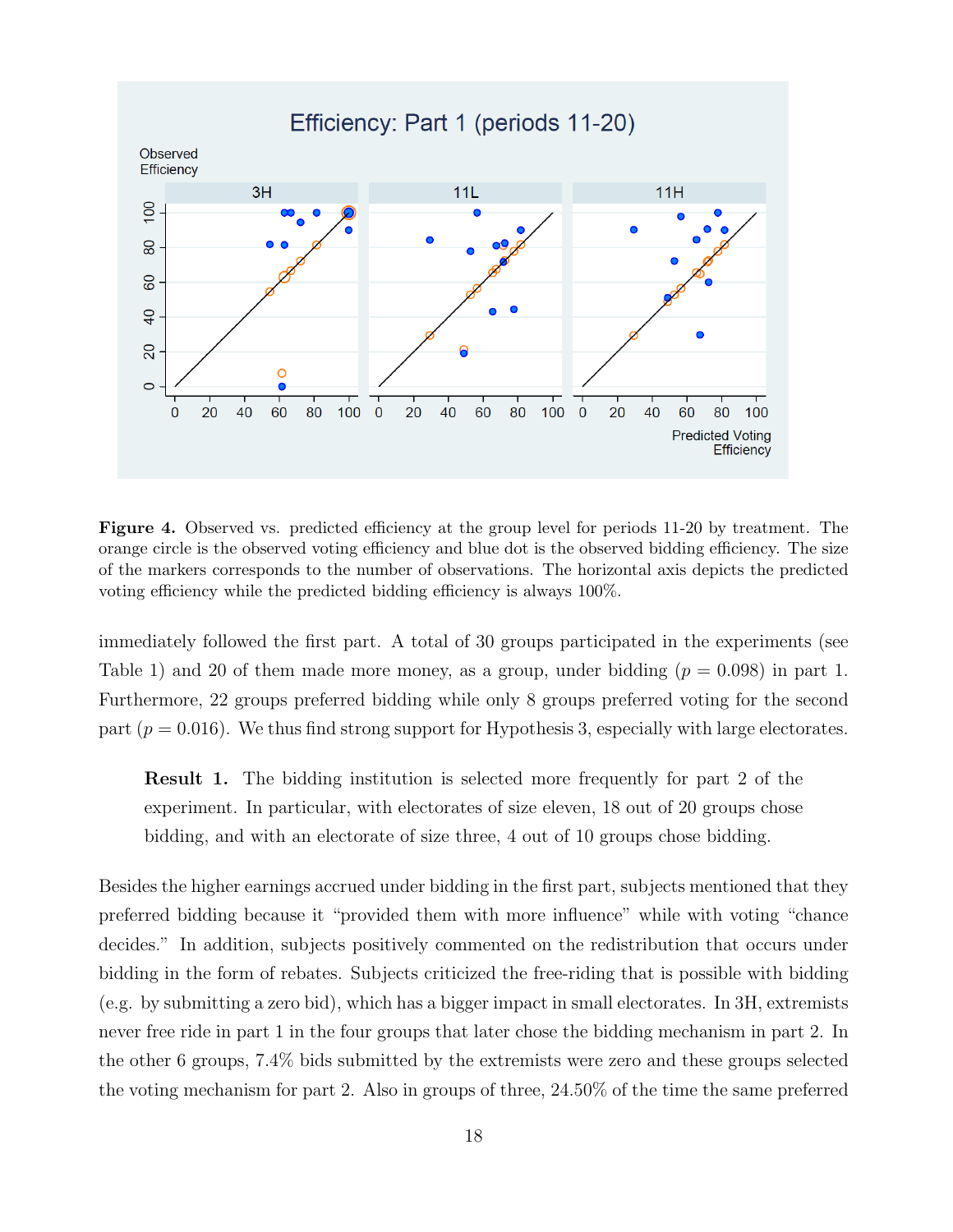**Figure 4.** Observed vs. predicted efficiency at the group level for periods 11-20 by treatment. The orange circle is the observed voting efficiency and blue dot is the observed bidding efficiency. The size of the markers corresponds to the number of observations. The horizontal axis depicts the predicted voting efficiency while the predicted bidding efficiency is always 100%.

immediately followed the first part. A total of 30 groups participated in the experiments (see Table 1) and 20 of them made more money, as a group, under bidding ($p = 0.098$) in part 1. Furthermore, 22 groups preferred bidding while only 8 groups preferred voting for the second part ($p = 0.016$). We thus find strong support for Hypothesis 3, especially with large electorates.

> **Result 1.** The bidding institution is selected more frequently for part 2 of the experiment. In particular, with electorates of size eleven, 18 out of 20 groups chose bidding, and with an electorate of size three, 4 out of 10 groups chose bidding.

Besides the higher earnings accrued under bidding in the first part, subjects mentioned that they preferred bidding because it "provided them with more influence" while with voting "chance decides." In addition, subjects positively commented on the redistribution that occurs under bidding in the form of rebates. Subjects criticized the free-riding that is possible with bidding (e.g. by submitting a zero bid), which has a bigger impact in small electorates. In 3H, extremists never free ride in part 1 in the four groups that later chose the bidding mechanism in part 2. In the other 6 groups, 7.4% bids submitted by the extremists were zero and these groups selected the voting mechanism for part 2. Also in groups of three, 24.50% of the time the same preferred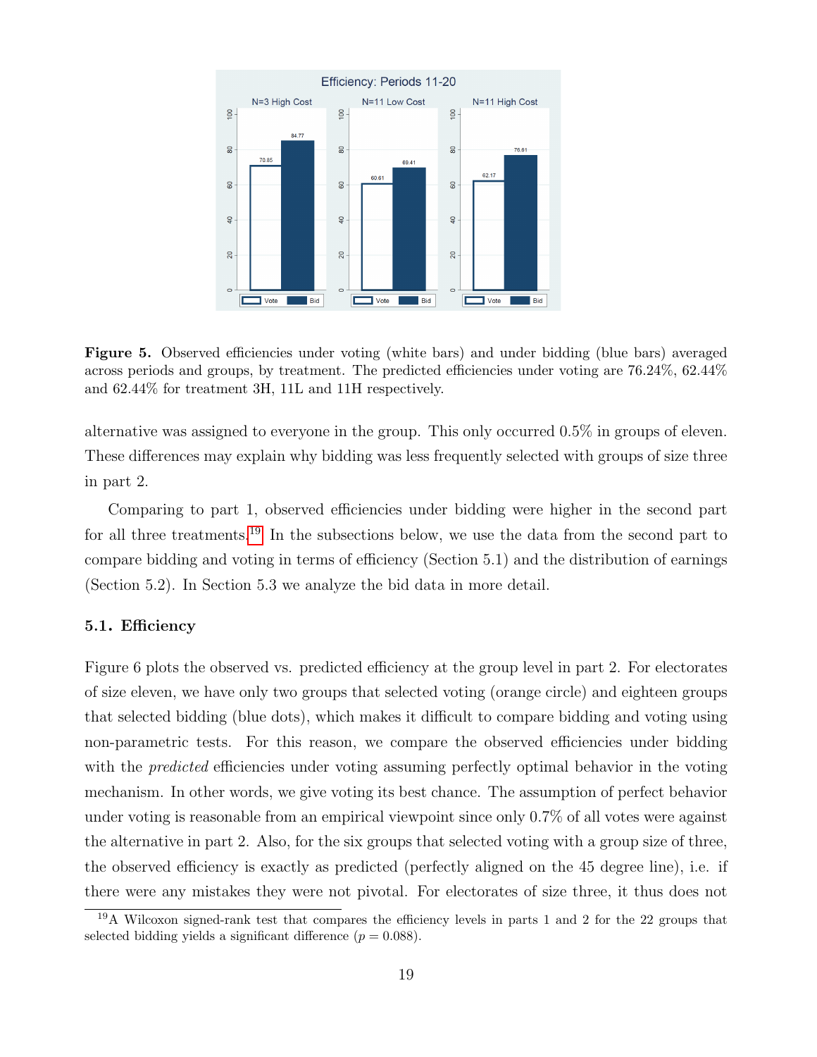**Figure 5.** Observed efficiencies under voting (white bars) and under bidding (blue bars) averaged across periods and groups, by treatment. The predicted efficiencies under voting are 76.24%, 62.44% and 62.44% for treatment 3H, 11L and 11H respectively.

alternative was assigned to everyone in the group. This only occurred 0.5% in groups of eleven. These differences may explain why bidding was less frequently selected with groups of size three in part 2.

Comparing to part 1, observed efficiencies under bidding were higher in the second part for all three treatments.[19] In the subsections below, we use the data from the second part to compare bidding and voting in terms of efficiency (Section 5.1) and the distribution of earnings (Section 5.2). In Section 5.3 we analyze the bid data in more detail.

### 5.1. Efficiency

Figure 6 plots the observed vs. predicted efficiency at the group level in part 2. For electorates of size eleven, we have only two groups that selected voting (orange circle) and eighteen groups that selected bidding (blue dots), which makes it difficult to compare bidding and voting using non-parametric tests. For this reason, we compare the observed efficiencies under bidding with the *predicted* efficiencies under voting assuming perfectly optimal behavior in the voting mechanism. In other words, we give voting its best chance. The assumption of perfect behavior under voting is reasonable from an empirical viewpoint since only 0.7% of all votes were against the alternative in part 2. Also, for the six groups that selected voting with a group size of three, the observed efficiency is exactly as predicted (perfectly aligned on the 45 degree line), i.e. if there were any mistakes they were not pivotal. For electorates of size three, it thus does not

[19] A Wilcoxon signed-rank test that compares the efficiency levels in parts 1 and 2 for the 22 groups that selected bidding yields a significant difference ($p = 0.088$).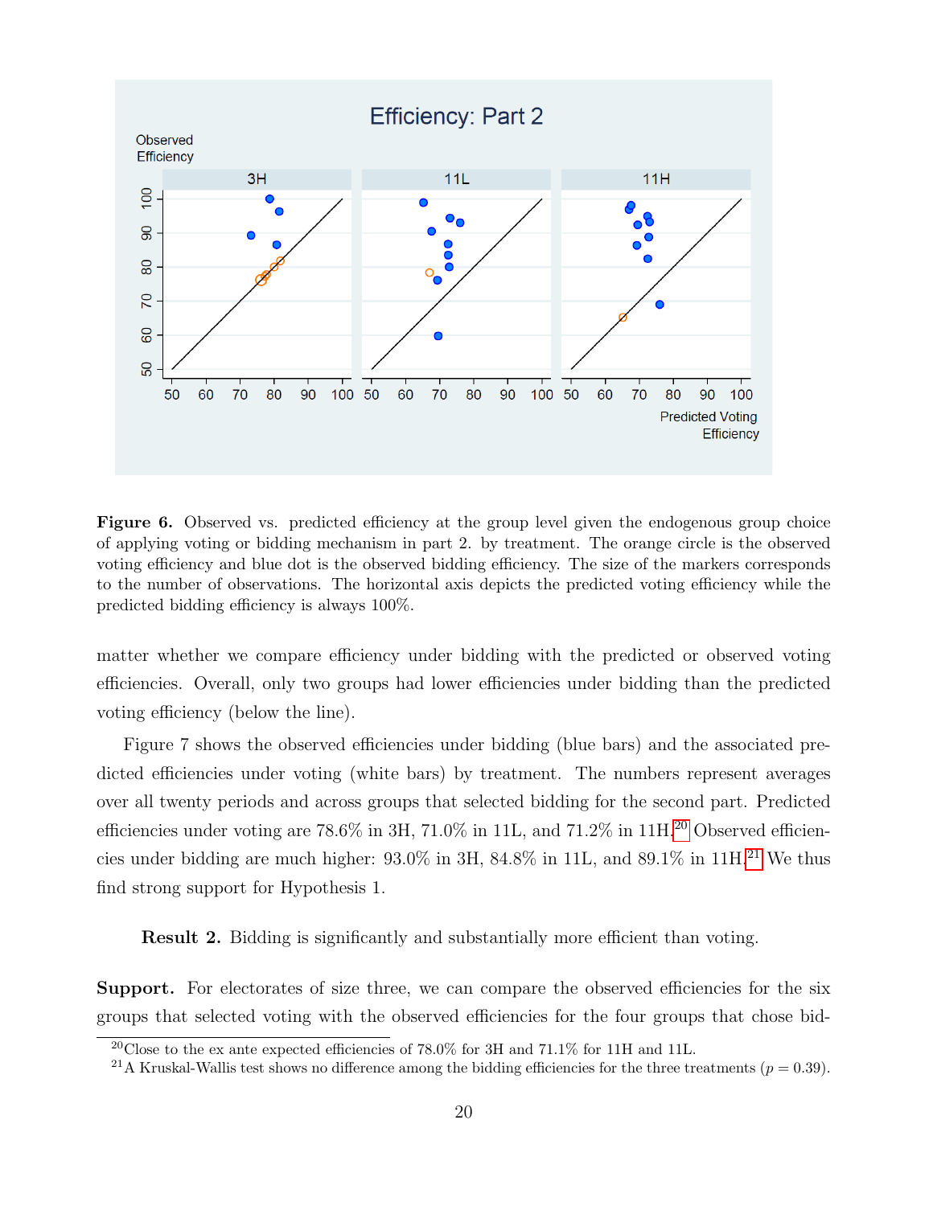**Figure 6.** Observed vs. predicted efficiency at the group level given the endogenous group choice of applying voting or bidding mechanism in part 2. by treatment. The orange circle is the observed voting efficiency and blue dot is the observed bidding efficiency. The size of the markers corresponds to the number of observations. The horizontal axis depicts the predicted voting efficiency while the predicted bidding efficiency is always 100%.

matter whether we compare efficiency under bidding with the predicted or observed voting efficiencies. Overall, only two groups had lower efficiencies under bidding than the predicted voting efficiency (below the line).

Figure 7 shows the observed efficiencies under bidding (blue bars) and the associated predicted efficiencies under voting (white bars) by treatment. The numbers represent averages over all twenty periods and across groups that selected bidding for the second part. Predicted efficiencies under voting are 78.6% in 3H, 71.0% in 11L, and 71.2% in 11H.[20] Observed efficiencies under bidding are much higher: 93.0% in 3H, 84.8% in 11L, and 89.1% in 11H.[21] We thus find strong support for Hypothesis 1.

**Result 2.** Bidding is significantly and substantially more efficient than voting.

**Support.** For electorates of size three, we can compare the observed efficiencies for the six groups that selected voting with the observed efficiencies for the four groups that chose bid-

[20] Close to the ex ante expected efficiencies of 78.0% for 3H and 71.1% for 11H and 11L.

[21] A Kruskal-Wallis test shows no difference among the bidding efficiencies for the three treatments ($p = 0.39$).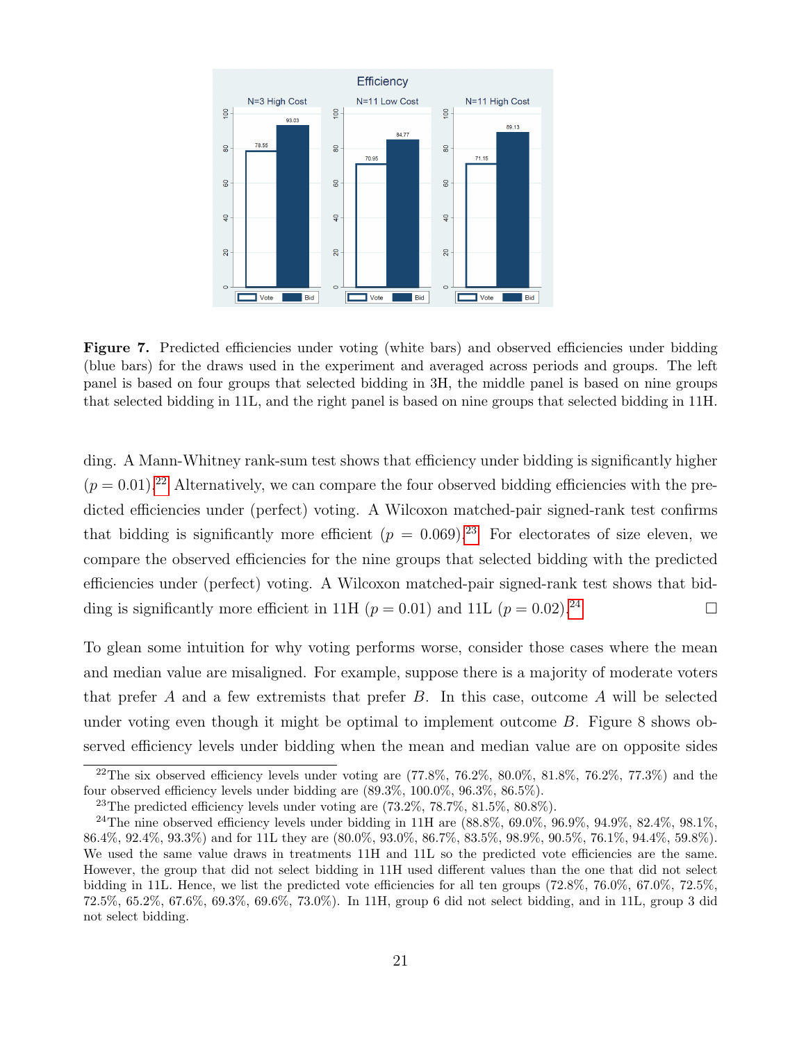**Figure 7.** Predicted efficiencies under voting (white bars) and observed efficiencies under bidding (blue bars) for the draws used in the experiment and averaged across periods and groups. The left panel is based on four groups that selected bidding in 3H, the middle panel is based on nine groups that selected bidding in 11L, and the right panel is based on nine groups that selected bidding in 11H.

ding. A Mann-Whitney rank-sum test shows that efficiency under bidding is significantly higher ($p = 0.01$).[22] Alternatively, we can compare the four observed bidding efficiencies with the predicted efficiencies under (perfect) voting. A Wilcoxon matched-pair signed-rank test confirms that bidding is significantly more efficient ($p = 0.069$).[23] For electorates of size eleven, we compare the observed efficiencies for the nine groups that selected bidding with the predicted efficiencies under (perfect) voting. A Wilcoxon matched-pair signed-rank test shows that bidding is significantly more efficient in 11H ($p = 0.01$) and 11L ($p = 0.02$).[24] □

To glean some intuition for why voting performs worse, consider those cases where the mean and median value are misaligned. For example, suppose there is a majority of moderate voters that prefer $A$ and a few extremists that prefer $B$. In this case, outcome $A$ will be selected under voting even though it might be optimal to implement outcome $B$. Figure 8 shows observed efficiency levels under bidding when the mean and median value are on opposite sides

[22] The six observed efficiency levels under voting are (77.8%, 76.2%, 80.0%, 81.8%, 76.2%, 77.3%) and the four observed efficiency levels under bidding are (89.3%, 100.0%, 96.3%, 86.5%).

[23] The predicted efficiency levels under voting are (73.2%, 78.7%, 81.5%, 80.8%).

[24] The nine observed efficiency levels under bidding in 11H are (88.8%, 69.0%, 96.9%, 94.9%, 82.4%, 98.1%, 86.4%, 92.4%, 93.3%) and for 11L they are (80.0%, 93.0%, 86.7%, 83.5%, 98.9%, 90.5%, 76.1%, 94.4%, 59.8%). We used the same value draws in treatments 11H and 11L so the predicted vote efficiencies are the same. However, the group that did not select bidding in 11H used different values than the one that did not select bidding in 11L. Hence, we list the predicted vote efficiencies for all ten groups (72.8%, 76.0%, 67.0%, 72.5%, 72.5%, 65.2%, 67.6%, 69.3%, 69.6%, 73.0%). In 11H, group 6 did not select bidding, and in 11L, group 3 did not select bidding.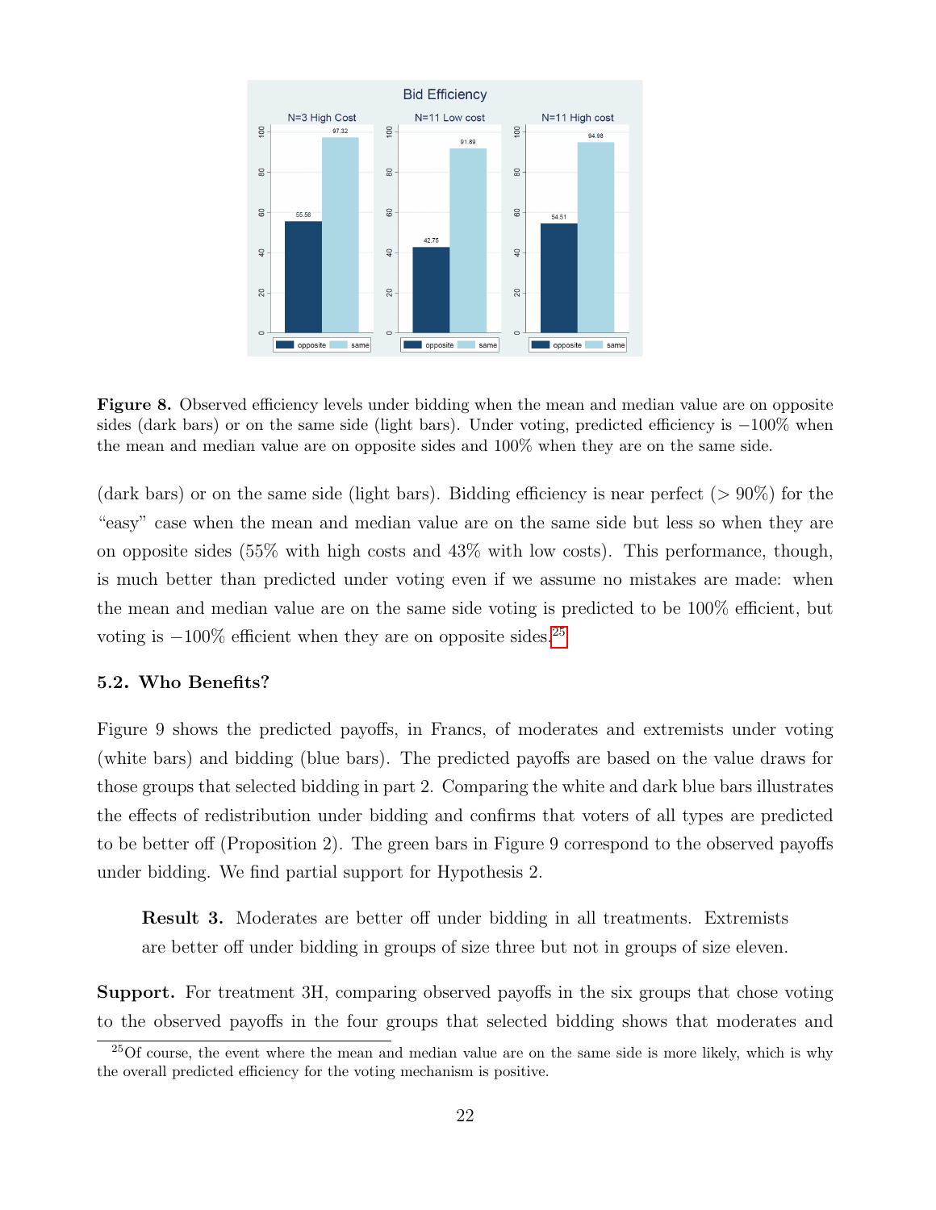**Figure 8.** Observed efficiency levels under bidding when the mean and median value are on opposite sides (dark bars) or on the same side (light bars). Under voting, predicted efficiency is −100% when the mean and median value are on opposite sides and 100% when they are on the same side.

(dark bars) or on the same side (light bars). Bidding efficiency is near perfect (> 90%) for the "easy" case when the mean and median value are on the same side but less so when they are on opposite sides (55% with high costs and 43% with low costs). This performance, though, is much better than predicted under voting even if we assume no mistakes are made: when the mean and median value are on the same side voting is predicted to be 100% efficient, but voting is −100% efficient when they are on opposite sides.[25]

### 5.2. Who Benefits?

Figure 9 shows the predicted payoffs, in Francs, of moderates and extremists under voting (white bars) and bidding (blue bars). The predicted payoffs are based on the value draws for those groups that selected bidding in part 2. Comparing the white and dark blue bars illustrates the effects of redistribution under bidding and confirms that voters of all types are predicted to be better off (Proposition 2). The green bars in Figure 9 correspond to the observed payoffs under bidding. We find partial support for Hypothesis 2.

> **Result 3.** Moderates are better off under bidding in all treatments. Extremists are better off under bidding in groups of size three but not in groups of size eleven.

**Support.** For treatment 3H, comparing observed payoffs in the six groups that chose voting to the observed payoffs in the four groups that selected bidding shows that moderates and

[25] Of course, the event where the mean and median value are on the same side is more likely, which is why the overall predicted efficiency for the voting mechanism is positive.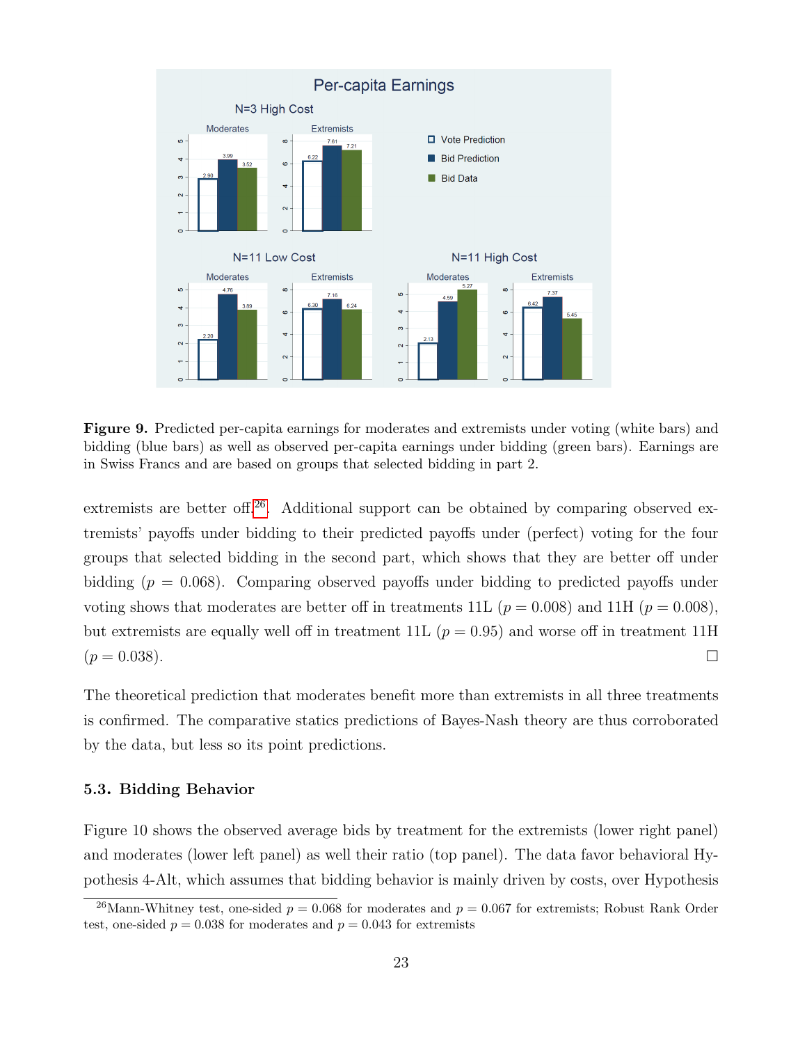**Figure 9.** Predicted per-capita earnings for moderates and extremists under voting (white bars) and bidding (blue bars) as well as observed per-capita earnings under bidding (green bars). Earnings are in Swiss Francs and are based on groups that selected bidding in part 2.

extremists are better off.[26] Additional support can be obtained by comparing observed extremists' payoffs under bidding to their predicted payoffs under (perfect) voting for the four groups that selected bidding in the second part, which shows that they are better off under bidding ($p = 0.068$). Comparing observed payoffs under bidding to predicted payoffs under voting shows that moderates are better off in treatments 11L ($p = 0.008$) and 11H ($p = 0.008$), but extremists are equally well off in treatment 11L ($p = 0.95$) and worse off in treatment 11H ($p = 0.038$). □

The theoretical prediction that moderates benefit more than extremists in all three treatments is confirmed. The comparative statics predictions of Bayes-Nash theory are thus corroborated by the data, but less so its point predictions.

### 5.3. Bidding Behavior

Figure 10 shows the observed average bids by treatment for the extremists (lower right panel) and moderates (lower left panel) as well their ratio (top panel). The data favor behavioral Hypothesis 4-Alt, which assumes that bidding behavior is mainly driven by costs, over Hypothesis

[26] Mann-Whitney test, one-sided $p = 0.068$ for moderates and $p = 0.067$ for extremists; Robust Rank Order test, one-sided $p = 0.038$ for moderates and $p = 0.043$ for extremists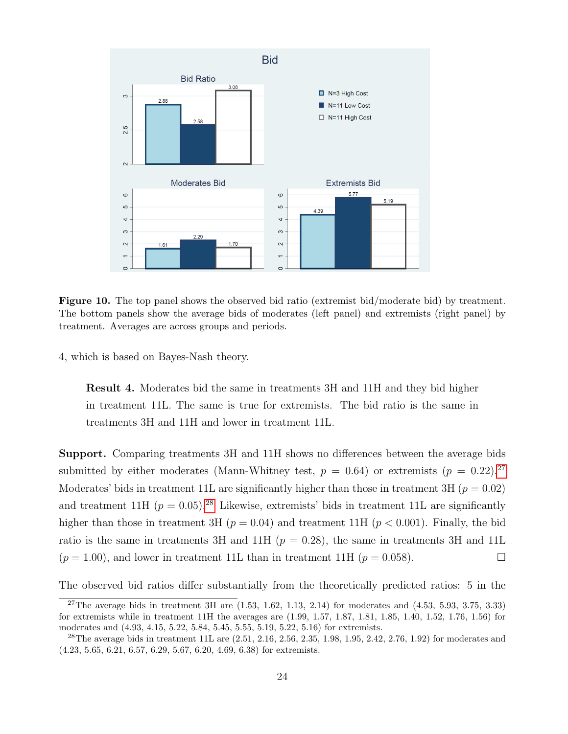**Figure 10.** The top panel shows the observed bid ratio (extremist bid/moderate bid) by treatment. The bottom panels show the average bids of moderates (left panel) and extremists (right panel) by treatment. Averages are across groups and periods.

4, which is based on Bayes-Nash theory.

> **Result 4.** Moderates bid the same in treatments 3H and 11H and they bid higher in treatment 11L. The same is true for extremists. The bid ratio is the same in treatments 3H and 11H and lower in treatment 11L.

**Support.** Comparing treatments 3H and 11H shows no differences between the average bids submitted by either moderates (Mann-Whitney test, $p = 0.64$) or extremists ($p = 0.22$).[27] Moderates' bids in treatment 11L are significantly higher than those in treatment 3H ($p = 0.02$) and treatment 11H ($p = 0.05$).[28] Likewise, extremists' bids in treatment 11L are significantly higher than those in treatment 3H ($p = 0.04$) and treatment 11H ($p < 0.001$). Finally, the bid ratio is the same in treatments 3H and 11H ($p = 0.28$), the same in treatments 3H and 11L ($p = 1.00$), and lower in treatment 11L than in treatment 11H ($p = 0.058$). □

The observed bid ratios differ substantially from the theoretically predicted ratios: 5 in the

[27] The average bids in treatment 3H are (1.53, 1.62, 1.13, 2.14) for moderates and (4.53, 5.93, 3.75, 3.33) for extremists while in treatment 11H the averages are (1.99, 1.57, 1.87, 1.81, 1.85, 1.40, 1.52, 1.76, 1.56) for moderates and (4.93, 4.15, 5.22, 5.84, 5.45, 5.55, 5.19, 5.22, 5.16) for extremists.

[28] The average bids in treatment 11L are (2.51, 2.16, 2.56, 2.35, 1.98, 1.95, 2.42, 2.76, 1.92) for moderates and (4.23, 5.65, 6.21, 6.57, 6.29, 5.67, 6.20, 4.69, 6.38) for extremists.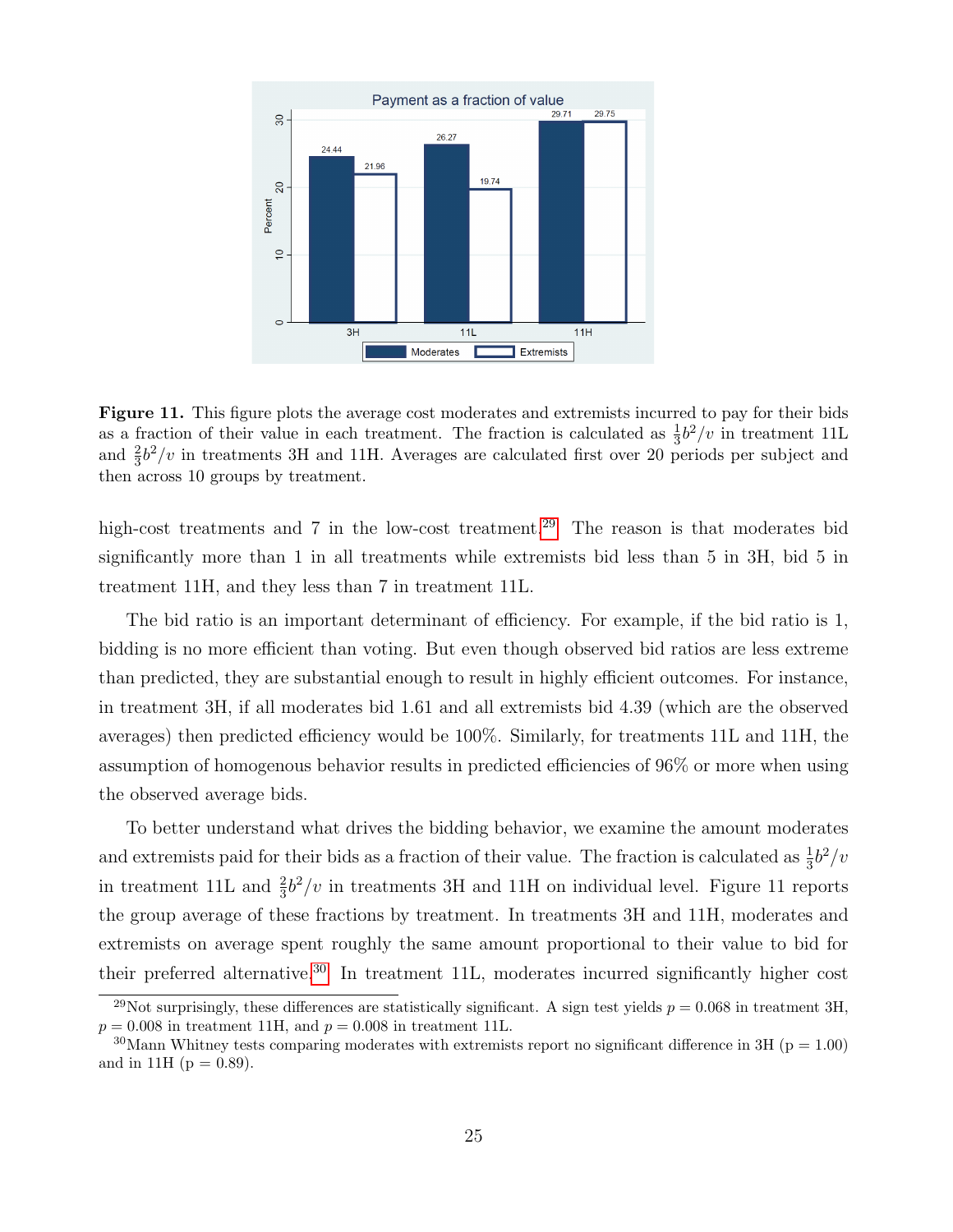**Figure 11.** This figure plots the average cost moderates and extremists incurred to pay for their bids as a fraction of their value in each treatment. The fraction is calculated as $\frac{1}{3}b^2/v$ in treatment 11L and $\frac{2}{3}b^2/v$ in treatments 3H and 11H. Averages are calculated first over 20 periods per subject and then across 10 groups by treatment.

high-cost treatments and 7 in the low-cost treatment.[29] The reason is that moderates bid significantly more than 1 in all treatments while extremists bid less than 5 in 3H, bid 5 in treatment 11H, and they less than 7 in treatment 11L.

The bid ratio is an important determinant of efficiency. For example, if the bid ratio is 1, bidding is no more efficient than voting. But even though observed bid ratios are less extreme than predicted, they are substantial enough to result in highly efficient outcomes. For instance, in treatment 3H, if all moderates bid 1.61 and all extremists bid 4.39 (which are the observed averages) then predicted efficiency would be 100%. Similarly, for treatments 11L and 11H, the assumption of homogenous behavior results in predicted efficiencies of 96% or more when using the observed average bids.

To better understand what drives the bidding behavior, we examine the amount moderates and extremists paid for their bids as a fraction of their value. The fraction is calculated as $\frac{1}{3}b^2/v$ in treatment 11L and $\frac{2}{3}b^2/v$ in treatments 3H and 11H on individual level. Figure 11 reports the group average of these fractions by treatment. In treatments 3H and 11H, moderates and extremists on average spent roughly the same amount proportional to their value to bid for their preferred alternative.[30] In treatment 11L, moderates incurred significantly higher cost

[29]Not surprisingly, these differences are statistically significant. A sign test yields $p = 0.068$ in treatment 3H, $p = 0.008$ in treatment 11H, and $p = 0.008$ in treatment 11L.

[30]Mann Whitney tests comparing moderates with extremists report no significant difference in 3H (p = 1.00) and in 11H (p = 0.89).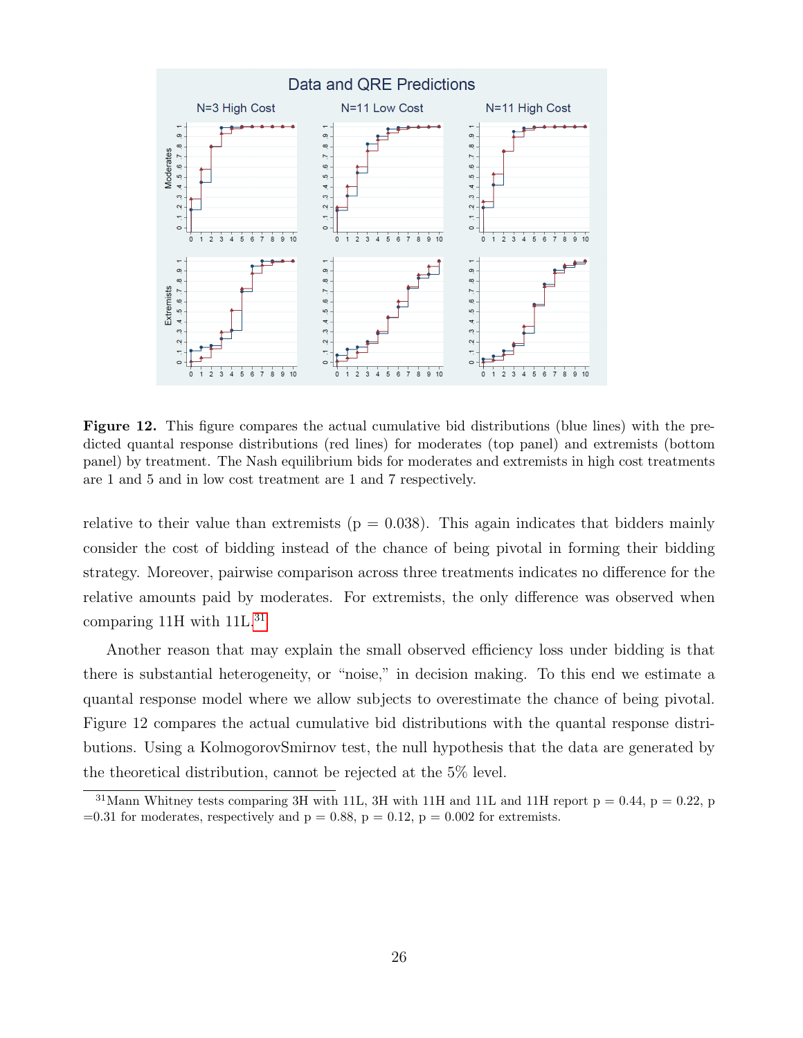**Figure 12.** This figure compares the actual cumulative bid distributions (blue lines) with the predicted quantal response distributions (red lines) for moderates (top panel) and extremists (bottom panel) by treatment. The Nash equilibrium bids for moderates and extremists in high cost treatments are 1 and 5 and in low cost treatment are 1 and 7 respectively.

relative to their value than extremists (p = 0.038). This again indicates that bidders mainly consider the cost of bidding instead of the chance of being pivotal in forming their bidding strategy. Moreover, pairwise comparison across three treatments indicates no difference for the relative amounts paid by moderates. For extremists, the only difference was observed when comparing 11H with 11L.[31]

Another reason that may explain the small observed efficiency loss under bidding is that there is substantial heterogeneity, or "noise," in decision making. To this end we estimate a quantal response model where we allow subjects to overestimate the chance of being pivotal. Figure 12 compares the actual cumulative bid distributions with the quantal response distributions. Using a KolmogorovSmirnov test, the null hypothesis that the data are generated by the theoretical distribution, cannot be rejected at the 5% level.

[31]Mann Whitney tests comparing 3H with 11L, 3H with 11H and 11L and 11H report p = 0.44, p = 0.22, p =0.31 for moderates, respectively and p = 0.88, p = 0.12, p = 0.002 for extremists.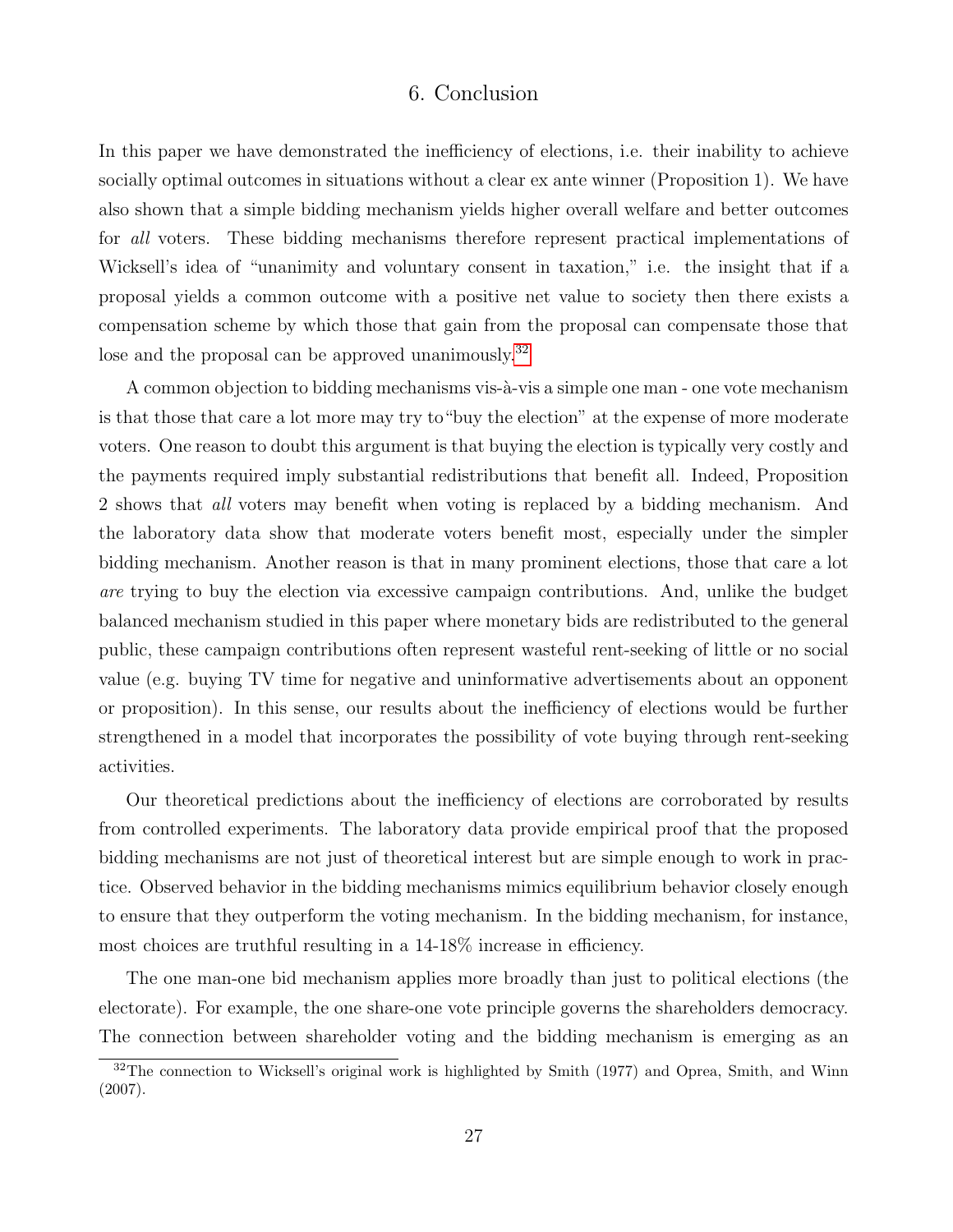# 6. Conclusion

In this paper we have demonstrated the inefficiency of elections, i.e. their inability to achieve socially optimal outcomes in situations without a clear ex ante winner (Proposition 1). We have also shown that a simple bidding mechanism yields higher overall welfare and better outcomes for *all* voters. These bidding mechanisms therefore represent practical implementations of Wicksell's idea of "unanimity and voluntary consent in taxation," i.e. the insight that if a proposal yields a common outcome with a positive net value to society then there exists a compensation scheme by which those that gain from the proposal can compensate those that lose and the proposal can be approved unanimously.[32]

A common objection to bidding mechanisms vis-à-vis a simple one man - one vote mechanism is that those that care a lot more may try to "buy the election" at the expense of more moderate voters. One reason to doubt this argument is that buying the election is typically very costly and the payments required imply substantial redistributions that benefit all. Indeed, Proposition 2 shows that *all* voters may benefit when voting is replaced by a bidding mechanism. And the laboratory data show that moderate voters benefit most, especially under the simpler bidding mechanism. Another reason is that in many prominent elections, those that care a lot *are* trying to buy the election via excessive campaign contributions. And, unlike the budget balanced mechanism studied in this paper where monetary bids are redistributed to the general public, these campaign contributions often represent wasteful rent-seeking of little or no social value (e.g. buying TV time for negative and uninformative advertisements about an opponent or proposition). In this sense, our results about the inefficiency of elections would be further strengthened in a model that incorporates the possibility of vote buying through rent-seeking activities.

Our theoretical predictions about the inefficiency of elections are corroborated by results from controlled experiments. The laboratory data provide empirical proof that the proposed bidding mechanisms are not just of theoretical interest but are simple enough to work in practice. Observed behavior in the bidding mechanisms mimics equilibrium behavior closely enough to ensure that they outperform the voting mechanism. In the bidding mechanism, for instance, most choices are truthful resulting in a 14-18% increase in efficiency.

The one man-one bid mechanism applies more broadly than just to political elections (the electorate). For example, the one share-one vote principle governs the shareholders democracy. The connection between shareholder voting and the bidding mechanism is emerging as an

[32] The connection to Wicksell's original work is highlighted by Smith (1977) and Oprea, Smith, and Winn (2007).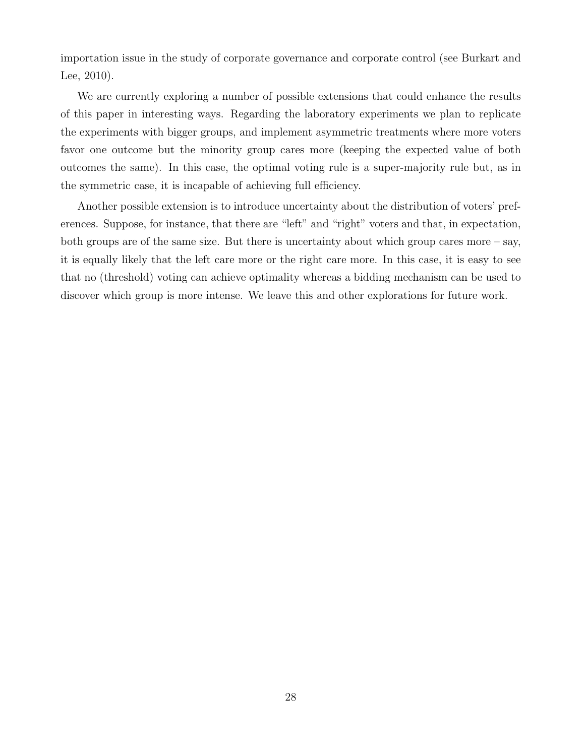importation issue in the study of corporate governance and corporate control (see Burkart and Lee, 2010).

We are currently exploring a number of possible extensions that could enhance the results of this paper in interesting ways. Regarding the laboratory experiments we plan to replicate the experiments with bigger groups, and implement asymmetric treatments where more voters favor one outcome but the minority group cares more (keeping the expected value of both outcomes the same). In this case, the optimal voting rule is a super-majority rule but, as in the symmetric case, it is incapable of achieving full efficiency.

Another possible extension is to introduce uncertainty about the distribution of voters' preferences. Suppose, for instance, that there are "left" and "right" voters and that, in expectation, both groups are of the same size. But there is uncertainty about which group cares more – say, it is equally likely that the left care more or the right care more. In this case, it is easy to see that no (threshold) voting can achieve optimality whereas a bidding mechanism can be used to discover which group is more intense. We leave this and other explorations for future work.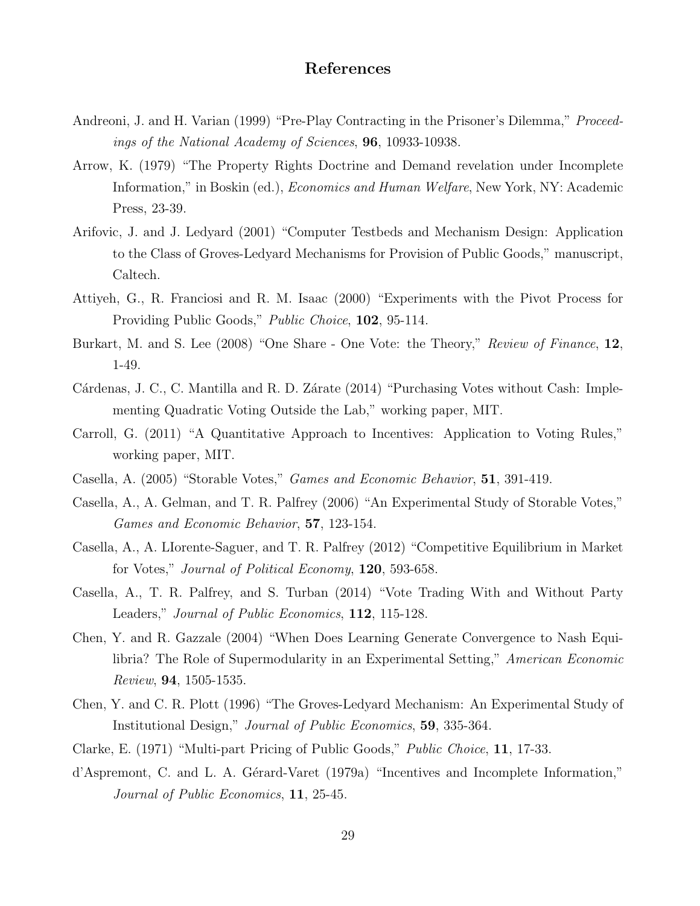# References

Andreoni, J. and H. Varian (1999) "Pre-Play Contracting in the Prisoner's Dilemma," *Proceedings of the National Academy of Sciences*, **96**, 10933-10938.

Arrow, K. (1979) "The Property Rights Doctrine and Demand revelation under Incomplete Information," in Boskin (ed.), *Economics and Human Welfare*, New York, NY: Academic Press, 23-39.

Arifovic, J. and J. Ledyard (2001) "Computer Testbeds and Mechanism Design: Application to the Class of Groves-Ledyard Mechanisms for Provision of Public Goods," manuscript, Caltech.

Attiyeh, G., R. Franciosi and R. M. Isaac (2000) "Experiments with the Pivot Process for Providing Public Goods," *Public Choice*, **102**, 95-114.

Burkart, M. and S. Lee (2008) "One Share - One Vote: the Theory," *Review of Finance*, **12**, 1-49.

Cárdenas, J. C., C. Mantilla and R. D. Zárate (2014) "Purchasing Votes without Cash: Implementing Quadratic Voting Outside the Lab," working paper, MIT.

Carroll, G. (2011) "A Quantitative Approach to Incentives: Application to Voting Rules," working paper, MIT.

Casella, A. (2005) "Storable Votes," *Games and Economic Behavior*, **51**, 391-419.

Casella, A., A. Gelman, and T. R. Palfrey (2006) "An Experimental Study of Storable Votes," *Games and Economic Behavior*, **57**, 123-154.

Casella, A., A. LIorente-Saguer, and T. R. Palfrey (2012) "Competitive Equilibrium in Market for Votes," *Journal of Political Economy*, **120**, 593-658.

Casella, A., T. R. Palfrey, and S. Turban (2014) "Vote Trading With and Without Party Leaders," *Journal of Public Economics*, **112**, 115-128.

Chen, Y. and R. Gazzale (2004) "When Does Learning Generate Convergence to Nash Equilibria? The Role of Supermodularity in an Experimental Setting," *American Economic Review*, **94**, 1505-1535.

Chen, Y. and C. R. Plott (1996) "The Groves-Ledyard Mechanism: An Experimental Study of Institutional Design," *Journal of Public Economics*, **59**, 335-364.

Clarke, E. (1971) "Multi-part Pricing of Public Goods," *Public Choice*, **11**, 17-33.

d'Aspremont, C. and L. A. Gérard-Varet (1979a) "Incentives and Incomplete Information," *Journal of Public Economics*, **11**, 25-45.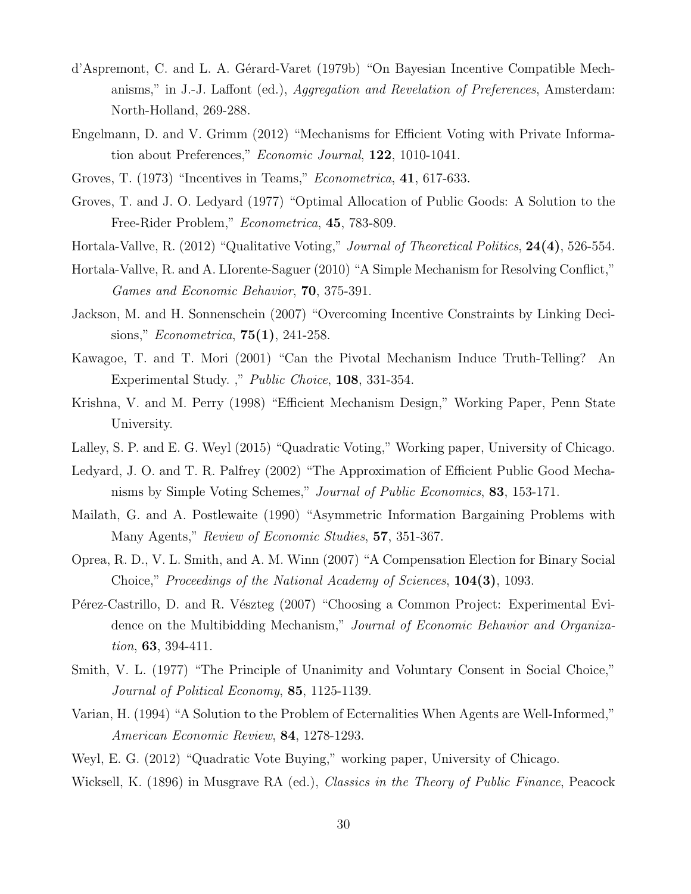d'Aspremont, C. and L. A. Gérard-Varet (1979b) "On Bayesian Incentive Compatible Mechanisms," in J.-J. Laffont (ed.), *Aggregation and Revelation of Preferences*, Amsterdam: North-Holland, 269-288.

Engelmann, D. and V. Grimm (2012) "Mechanisms for Efficient Voting with Private Information about Preferences," *Economic Journal*, **122**, 1010-1041.

Groves, T. (1973) "Incentives in Teams," *Econometrica*, **41**, 617-633.

Groves, T. and J. O. Ledyard (1977) "Optimal Allocation of Public Goods: A Solution to the Free-Rider Problem," *Econometrica*, **45**, 783-809.

Hortala-Vallve, R. (2012) "Qualitative Voting," *Journal of Theoretical Politics*, **24(4)**, 526-554.

Hortala-Vallve, R. and A. LIorente-Saguer (2010) "A Simple Mechanism for Resolving Conflict," *Games and Economic Behavior*, **70**, 375-391.

Jackson, M. and H. Sonnenschein (2007) "Overcoming Incentive Constraints by Linking Decisions," *Econometrica*, **75(1)**, 241-258.

Kawagoe, T. and T. Mori (2001) "Can the Pivotal Mechanism Induce Truth-Telling? An Experimental Study. ," *Public Choice*, **108**, 331-354.

Krishna, V. and M. Perry (1998) "Efficient Mechanism Design," Working Paper, Penn State University.

Lalley, S. P. and E. G. Weyl (2015) "Quadratic Voting," Working paper, University of Chicago.

Ledyard, J. O. and T. R. Palfrey (2002) "The Approximation of Efficient Public Good Mechanisms by Simple Voting Schemes," *Journal of Public Economics*, **83**, 153-171.

Mailath, G. and A. Postlewaite (1990) "Asymmetric Information Bargaining Problems with Many Agents," *Review of Economic Studies*, **57**, 351-367.

Oprea, R. D., V. L. Smith, and A. M. Winn (2007) "A Compensation Election for Binary Social Choice," *Proceedings of the National Academy of Sciences*, **104(3)**, 1093.

Pérez-Castrillo, D. and R. Vészteg (2007) "Choosing a Common Project: Experimental Evidence on the Multibidding Mechanism," *Journal of Economic Behavior and Organization*, **63**, 394-411.

Smith, V. L. (1977) "The Principle of Unanimity and Voluntary Consent in Social Choice," *Journal of Political Economy*, **85**, 1125-1139.

Varian, H. (1994) "A Solution to the Problem of Ecternalities When Agents are Well-Informed," *American Economic Review*, **84**, 1278-1293.

Weyl, E. G. (2012) "Quadratic Vote Buying," working paper, University of Chicago.

Wicksell, K. (1896) in Musgrave RA (ed.), *Classics in the Theory of Public Finance*, Peacock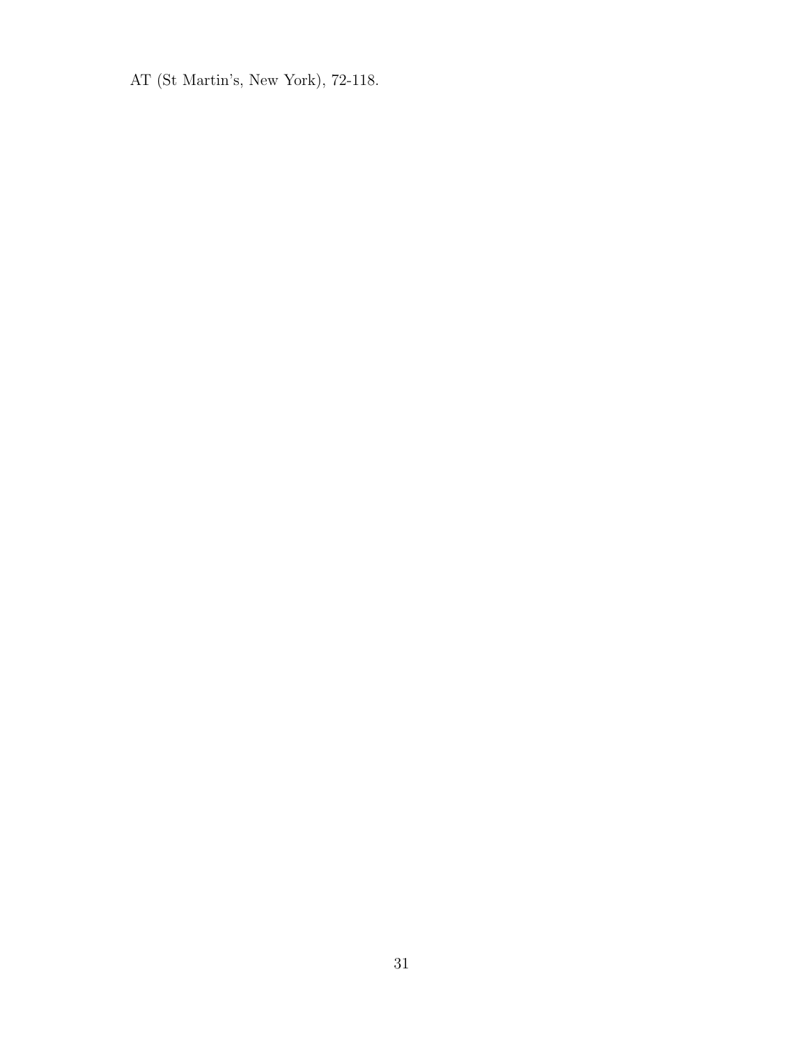AT (St Martin's, New York), 72-118.